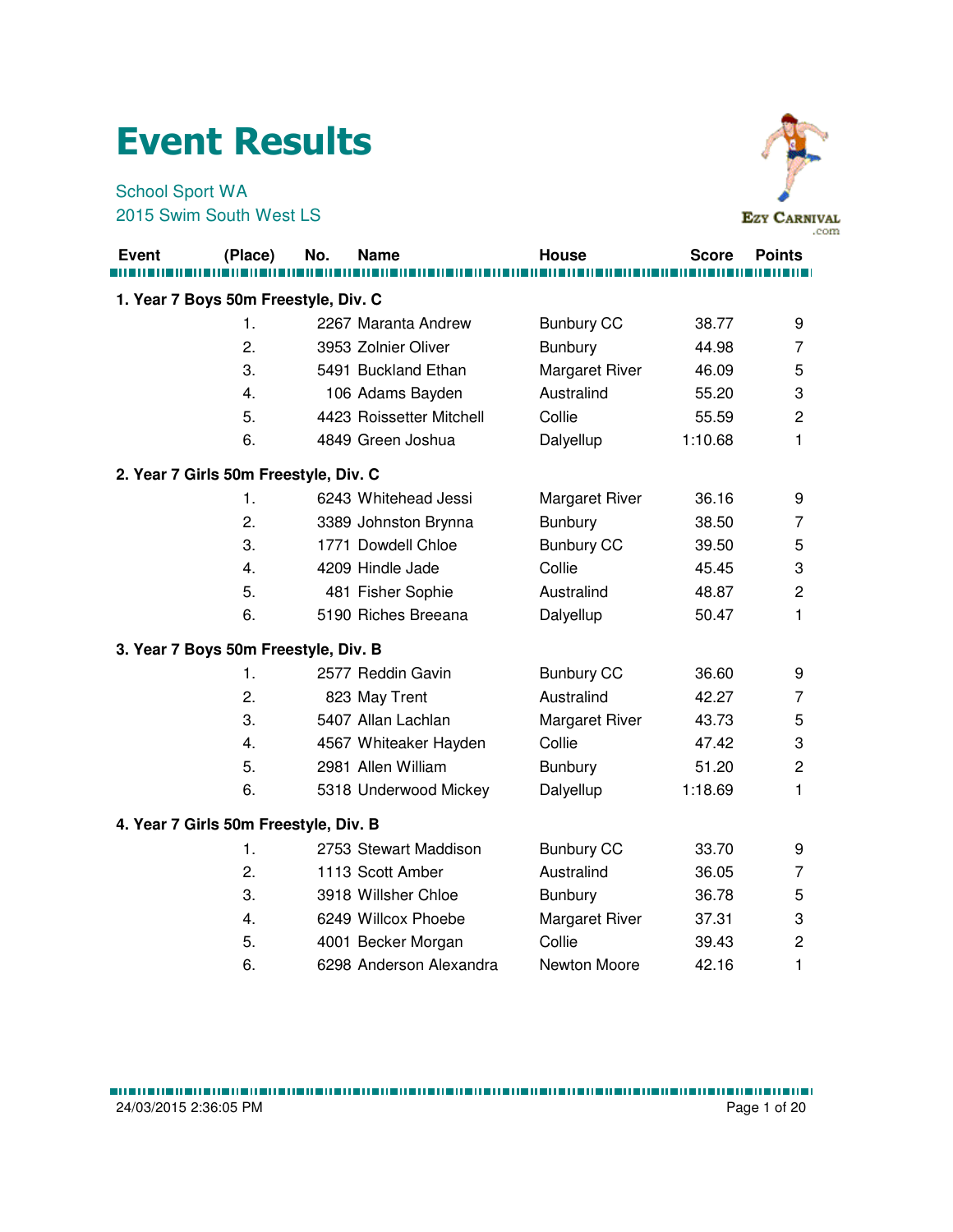# Event Results

School Sport WA
2015 Swim South West LS

| Event | (Place) | No. | Name | House | Score | Points |
|---|---|---|---|---|---|---|

### 1. Year 7 Boys 50m Freestyle, Div. C

| (Place) | No. | Name | House | Score | Points |
|---|---|---|---|---|---|
| 1. | 2267 | Maranta Andrew | Bunbury CC | 38.77 | 9 |
| 2. | 3953 | Zolnier Oliver | Bunbury | 44.98 | 7 |
| 3. | 5491 | Buckland Ethan | Margaret River | 46.09 | 5 |
| 4. | 106 | Adams Bayden | Australind | 55.20 | 3 |
| 5. | 4423 | Roissetter Mitchell | Collie | 55.59 | 2 |
| 6. | 4849 | Green Joshua | Dalyellup | 1:10.68 | 1 |

### 2. Year 7 Girls 50m Freestyle, Div. C

| (Place) | No. | Name | House | Score | Points |
|---|---|---|---|---|---|
| 1. | 6243 | Whitehead Jessi | Margaret River | 36.16 | 9 |
| 2. | 3389 | Johnston Brynna | Bunbury | 38.50 | 7 |
| 3. | 1771 | Dowdell Chloe | Bunbury CC | 39.50 | 5 |
| 4. | 4209 | Hindle Jade | Collie | 45.45 | 3 |
| 5. | 481 | Fisher Sophie | Australind | 48.87 | 2 |
| 6. | 5190 | Riches Breeana | Dalyellup | 50.47 | 1 |

### 3. Year 7 Boys 50m Freestyle, Div. B

| (Place) | No. | Name | House | Score | Points |
|---|---|---|---|---|---|
| 1. | 2577 | Reddin Gavin | Bunbury CC | 36.60 | 9 |
| 2. | 823 | May Trent | Australind | 42.27 | 7 |
| 3. | 5407 | Allan Lachlan | Margaret River | 43.73 | 5 |
| 4. | 4567 | Whiteaker Hayden | Collie | 47.42 | 3 |
| 5. | 2981 | Allen William | Bunbury | 51.20 | 2 |
| 6. | 5318 | Underwood Mickey | Dalyellup | 1:18.69 | 1 |

### 4. Year 7 Girls 50m Freestyle, Div. B

| (Place) | No. | Name | House | Score | Points |
|---|---|---|---|---|---|
| 1. | 2753 | Stewart Maddison | Bunbury CC | 33.70 | 9 |
| 2. | 1113 | Scott Amber | Australind | 36.05 | 7 |
| 3. | 3918 | Willsher Chloe | Bunbury | 36.78 | 5 |
| 4. | 6249 | Willcox Phoebe | Margaret River | 37.31 | 3 |
| 5. | 4001 | Becker Morgan | Collie | 39.43 | 2 |
| 6. | 6298 | Anderson Alexandra | Newton Moore | 42.16 | 1 |

24/03/2015 2:36:05 PM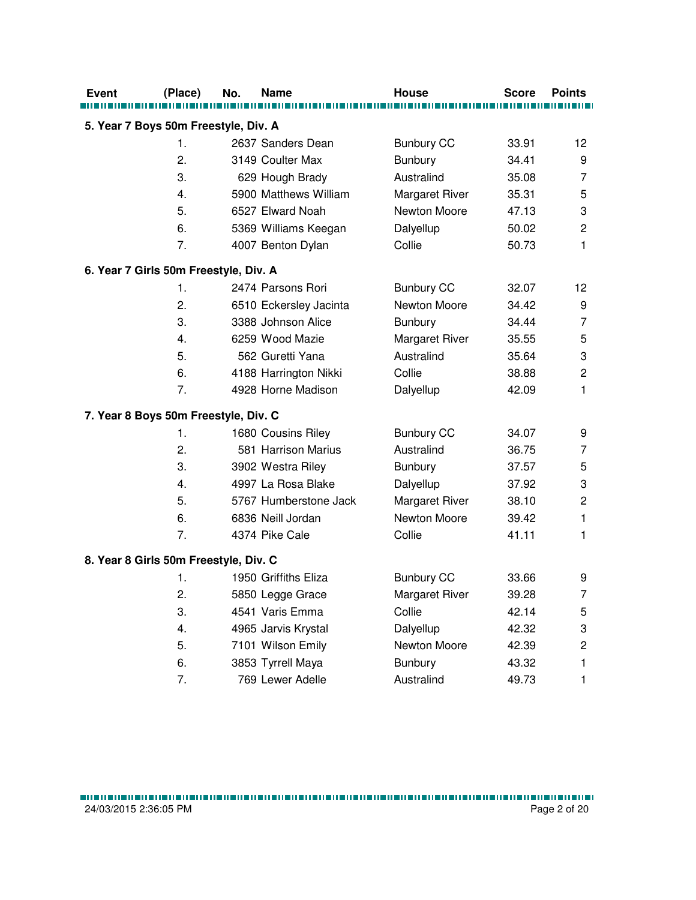| Event | (Place) | No. | Name | House | Score | Points |
|---|---|---|---|---|---|---|
| **5. Year 7 Boys 50m Freestyle, Div. A** | | | | | | |
| | 1. | 2637 | Sanders Dean | Bunbury CC | 33.91 | 12 |
| | 2. | 3149 | Coulter Max | Bunbury | 34.41 | 9 |
| | 3. | 629 | Hough Brady | Australind | 35.08 | 7 |
| | 4. | 5900 | Matthews William | Margaret River | 35.31 | 5 |
| | 5. | 6527 | Elward Noah | Newton Moore | 47.13 | 3 |
| | 6. | 5369 | Williams Keegan | Dalyellup | 50.02 | 2 |
| | 7. | 4007 | Benton Dylan | Collie | 50.73 | 1 |
| **6. Year 7 Girls 50m Freestyle, Div. A** | | | | | | |
| | 1. | 2474 | Parsons Rori | Bunbury CC | 32.07 | 12 |
| | 2. | 6510 | Eckersley Jacinta | Newton Moore | 34.42 | 9 |
| | 3. | 3388 | Johnson Alice | Bunbury | 34.44 | 7 |
| | 4. | 6259 | Wood Mazie | Margaret River | 35.55 | 5 |
| | 5. | 562 | Guretti Yana | Australind | 35.64 | 3 |
| | 6. | 4188 | Harrington Nikki | Collie | 38.88 | 2 |
| | 7. | 4928 | Horne Madison | Dalyellup | 42.09 | 1 |
| **7. Year 8 Boys 50m Freestyle, Div. C** | | | | | | |
| | 1. | 1680 | Cousins Riley | Bunbury CC | 34.07 | 9 |
| | 2. | 581 | Harrison Marius | Australind | 36.75 | 7 |
| | 3. | 3902 | Westra Riley | Bunbury | 37.57 | 5 |
| | 4. | 4997 | La Rosa Blake | Dalyellup | 37.92 | 3 |
| | 5. | 5767 | Humberstone Jack | Margaret River | 38.10 | 2 |
| | 6. | 6836 | Neill Jordan | Newton Moore | 39.42 | 1 |
| | 7. | 4374 | Pike Cale | Collie | 41.11 | 1 |
| **8. Year 8 Girls 50m Freestyle, Div. C** | | | | | | |
| | 1. | 1950 | Griffiths Eliza | Bunbury CC | 33.66 | 9 |
| | 2. | 5850 | Legge Grace | Margaret River | 39.28 | 7 |
| | 3. | 4541 | Varis Emma | Collie | 42.14 | 5 |
| | 4. | 4965 | Jarvis Krystal | Dalyellup | 42.32 | 3 |
| | 5. | 7101 | Wilson Emily | Newton Moore | 42.39 | 2 |
| | 6. | 3853 | Tyrrell Maya | Bunbury | 43.32 | 1 |
| | 7. | 769 | Lewer Adelle | Australind | 49.73 | 1 |

24/03/2015 2:36:05 PM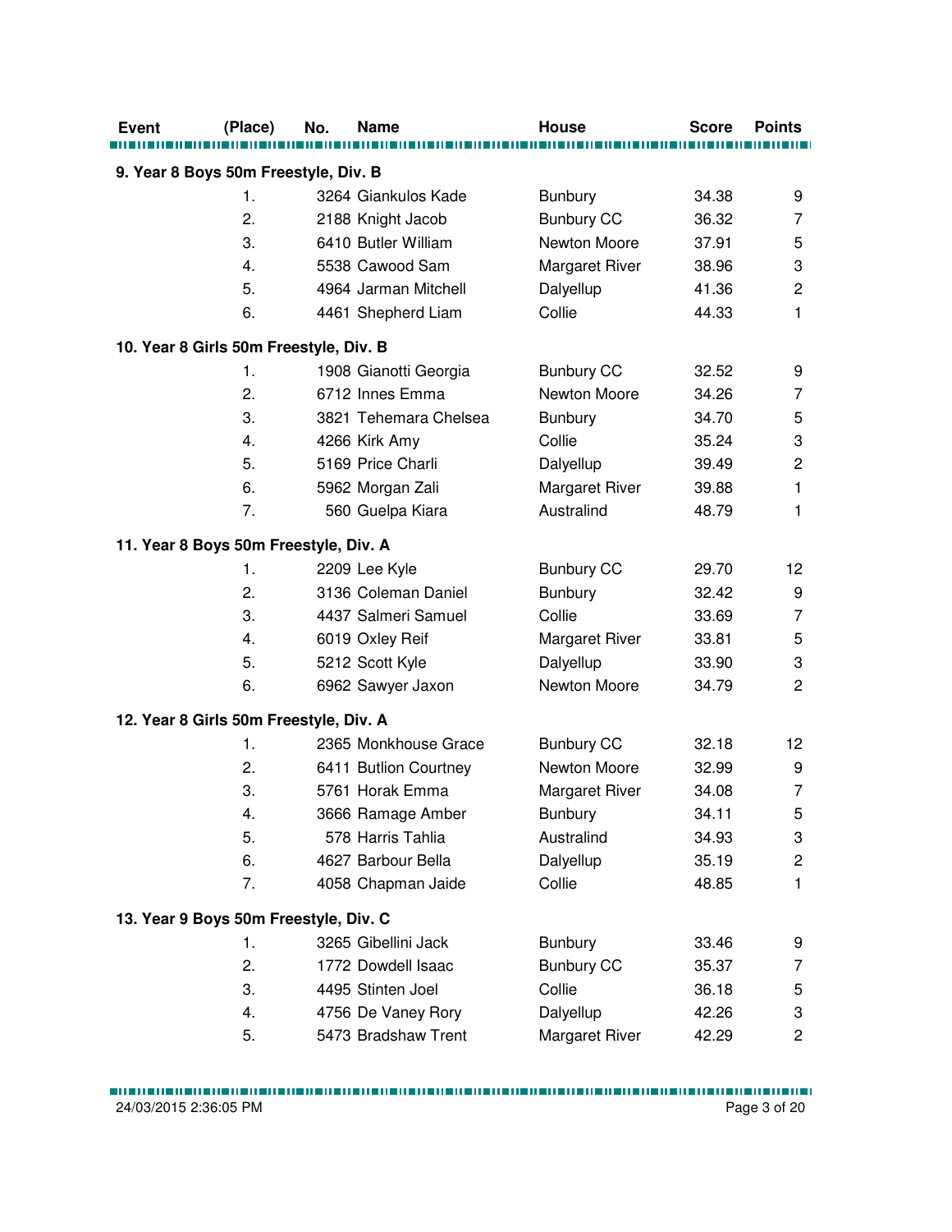| Event | (Place) | No. | Name | House | Score | Points |
|---|---|---|---|---|---|---|
| **9. Year 8 Boys 50m Freestyle, Div. B** | | | | | | |
| | 1. | 3264 | Giankulos Kade | Bunbury | 34.38 | 9 |
| | 2. | 2188 | Knight Jacob | Bunbury CC | 36.32 | 7 |
| | 3. | 6410 | Butler William | Newton Moore | 37.91 | 5 |
| | 4. | 5538 | Cawood Sam | Margaret River | 38.96 | 3 |
| | 5. | 4964 | Jarman Mitchell | Dalyellup | 41.36 | 2 |
| | 6. | 4461 | Shepherd Liam | Collie | 44.33 | 1 |
| **10. Year 8 Girls 50m Freestyle, Div. B** | | | | | | |
| | 1. | 1908 | Gianotti Georgia | Bunbury CC | 32.52 | 9 |
| | 2. | 6712 | Innes Emma | Newton Moore | 34.26 | 7 |
| | 3. | 3821 | Tehemara Chelsea | Bunbury | 34.70 | 5 |
| | 4. | 4266 | Kirk Amy | Collie | 35.24 | 3 |
| | 5. | 5169 | Price Charli | Dalyellup | 39.49 | 2 |
| | 6. | 5962 | Morgan Zali | Margaret River | 39.88 | 1 |
| | 7. | 560 | Guelpa Kiara | Australind | 48.79 | 1 |
| **11. Year 8 Boys 50m Freestyle, Div. A** | | | | | | |
| | 1. | 2209 | Lee Kyle | Bunbury CC | 29.70 | 12 |
| | 2. | 3136 | Coleman Daniel | Bunbury | 32.42 | 9 |
| | 3. | 4437 | Salmeri Samuel | Collie | 33.69 | 7 |
| | 4. | 6019 | Oxley Reif | Margaret River | 33.81 | 5 |
| | 5. | 5212 | Scott Kyle | Dalyellup | 33.90 | 3 |
| | 6. | 6962 | Sawyer Jaxon | Newton Moore | 34.79 | 2 |
| **12. Year 8 Girls 50m Freestyle, Div. A** | | | | | | |
| | 1. | 2365 | Monkhouse Grace | Bunbury CC | 32.18 | 12 |
| | 2. | 6411 | Butlion Courtney | Newton Moore | 32.99 | 9 |
| | 3. | 5761 | Horak Emma | Margaret River | 34.08 | 7 |
| | 4. | 3666 | Ramage Amber | Bunbury | 34.11 | 5 |
| | 5. | 578 | Harris Tahlia | Australind | 34.93 | 3 |
| | 6. | 4627 | Barbour Bella | Dalyellup | 35.19 | 2 |
| | 7. | 4058 | Chapman Jaide | Collie | 48.85 | 1 |
| **13. Year 9 Boys 50m Freestyle, Div. C** | | | | | | |
| | 1. | 3265 | Gibellini Jack | Bunbury | 33.46 | 9 |
| | 2. | 1772 | Dowdell Isaac | Bunbury CC | 35.37 | 7 |
| | 3. | 4495 | Stinten Joel | Collie | 36.18 | 5 |
| | 4. | 4756 | De Vaney Rory | Dalyellup | 42.26 | 3 |
| | 5. | 5473 | Bradshaw Trent | Margaret River | 42.29 | 2 |

24/03/2015 2:36:05 PM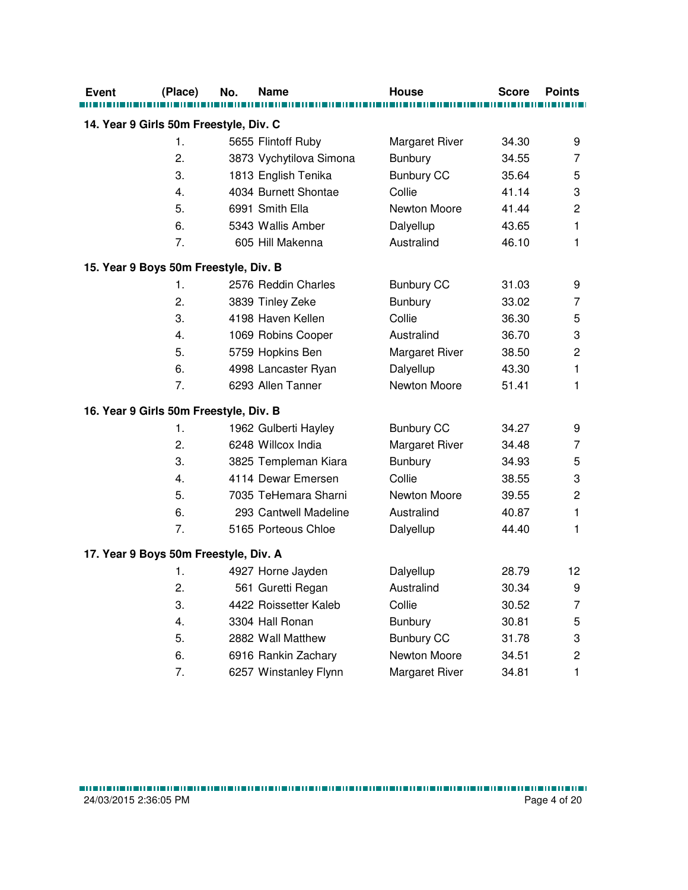| Event | (Place) | No. | Name | House | Score | Points |
|---|---|---|---|---|---|---|
| **14. Year 9 Girls 50m Freestyle, Div. C** | | | | | | |
| | 1. | 5655 | Flintoff Ruby | Margaret River | 34.30 | 9 |
| | 2. | 3873 | Vychytilova Simona | Bunbury | 34.55 | 7 |
| | 3. | 1813 | English Tenika | Bunbury CC | 35.64 | 5 |
| | 4. | 4034 | Burnett Shontae | Collie | 41.14 | 3 |
| | 5. | 6991 | Smith Ella | Newton Moore | 41.44 | 2 |
| | 6. | 5343 | Wallis Amber | Dalyellup | 43.65 | 1 |
| | 7. | 605 | Hill Makenna | Australind | 46.10 | 1 |
| **15. Year 9 Boys 50m Freestyle, Div. B** | | | | | | |
| | 1. | 2576 | Reddin Charles | Bunbury CC | 31.03 | 9 |
| | 2. | 3839 | Tinley Zeke | Bunbury | 33.02 | 7 |
| | 3. | 4198 | Haven Kellen | Collie | 36.30 | 5 |
| | 4. | 1069 | Robins Cooper | Australind | 36.70 | 3 |
| | 5. | 5759 | Hopkins Ben | Margaret River | 38.50 | 2 |
| | 6. | 4998 | Lancaster Ryan | Dalyellup | 43.30 | 1 |
| | 7. | 6293 | Allen Tanner | Newton Moore | 51.41 | 1 |
| **16. Year 9 Girls 50m Freestyle, Div. B** | | | | | | |
| | 1. | 1962 | Gulberti Hayley | Bunbury CC | 34.27 | 9 |
| | 2. | 6248 | Willcox India | Margaret River | 34.48 | 7 |
| | 3. | 3825 | Templeman Kiara | Bunbury | 34.93 | 5 |
| | 4. | 4114 | Dewar Emersen | Collie | 38.55 | 3 |
| | 5. | 7035 | TeHemara Sharni | Newton Moore | 39.55 | 2 |
| | 6. | 293 | Cantwell Madeline | Australind | 40.87 | 1 |
| | 7. | 5165 | Porteous Chloe | Dalyellup | 44.40 | 1 |
| **17. Year 9 Boys 50m Freestyle, Div. A** | | | | | | |
| | 1. | 4927 | Horne Jayden | Dalyellup | 28.79 | 12 |
| | 2. | 561 | Guretti Regan | Australind | 30.34 | 9 |
| | 3. | 4422 | Roissetter Kaleb | Collie | 30.52 | 7 |
| | 4. | 3304 | Hall Ronan | Bunbury | 30.81 | 5 |
| | 5. | 2882 | Wall Matthew | Bunbury CC | 31.78 | 3 |
| | 6. | 6916 | Rankin Zachary | Newton Moore | 34.51 | 2 |
| | 7. | 6257 | Winstanley Flynn | Margaret River | 34.81 | 1 |

24/03/2015 2:36:05 PM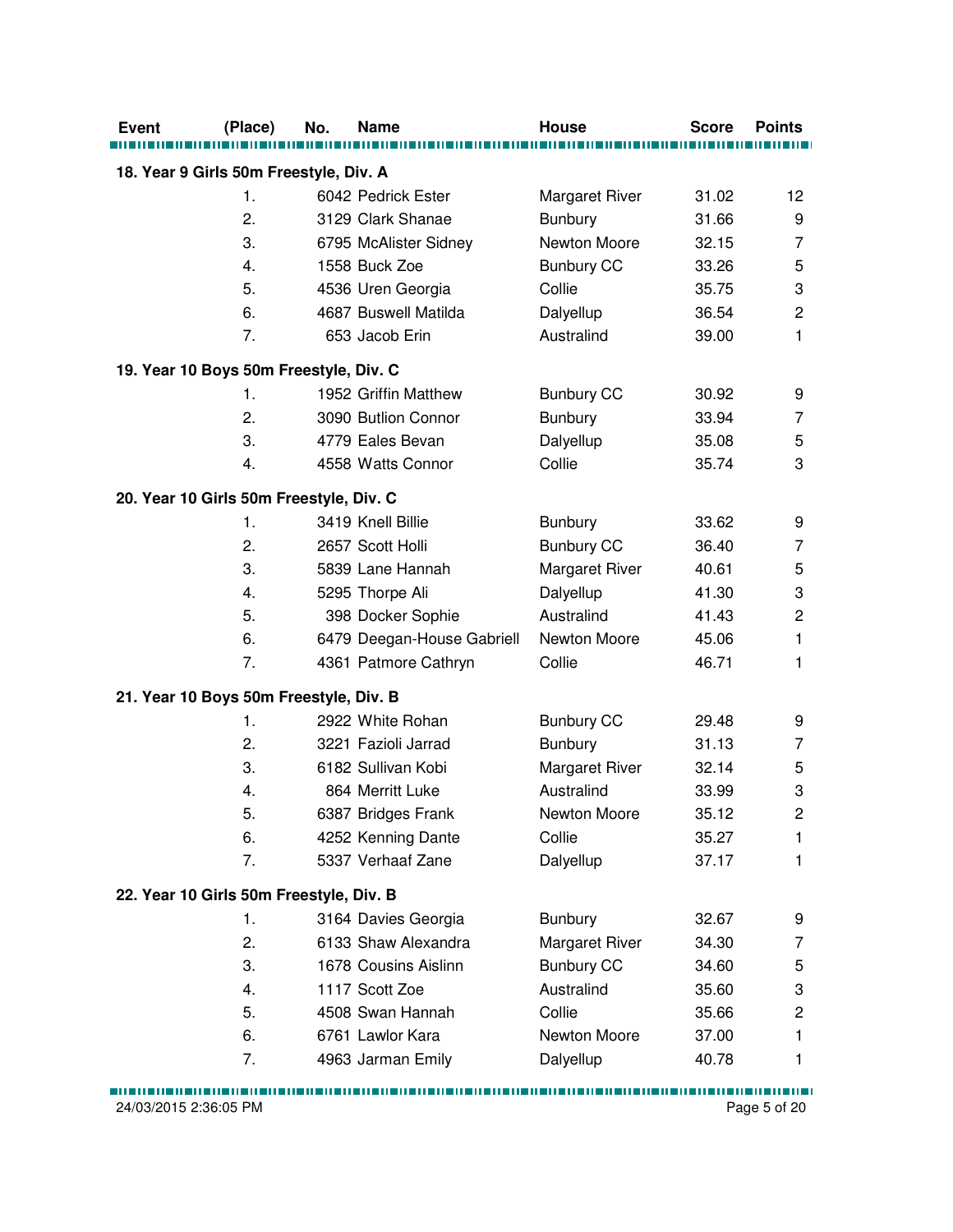| Event | (Place) | No. | Name | House | Score | Points |
|---|---|---|---|---|---|---|
| **18. Year 9 Girls 50m Freestyle, Div. A** | | | | | | |
| | 1. | 6042 | Pedrick Ester | Margaret River | 31.02 | 12 |
| | 2. | 3129 | Clark Shanae | Bunbury | 31.66 | 9 |
| | 3. | 6795 | McAlister Sidney | Newton Moore | 32.15 | 7 |
| | 4. | 1558 | Buck Zoe | Bunbury CC | 33.26 | 5 |
| | 5. | 4536 | Uren Georgia | Collie | 35.75 | 3 |
| | 6. | 4687 | Buswell Matilda | Dalyellup | 36.54 | 2 |
| | 7. | 653 | Jacob Erin | Australind | 39.00 | 1 |
| **19. Year 10 Boys 50m Freestyle, Div. C** | | | | | | |
| | 1. | 1952 | Griffin Matthew | Bunbury CC | 30.92 | 9 |
| | 2. | 3090 | Butlion Connor | Bunbury | 33.94 | 7 |
| | 3. | 4779 | Eales Bevan | Dalyellup | 35.08 | 5 |
| | 4. | 4558 | Watts Connor | Collie | 35.74 | 3 |
| **20. Year 10 Girls 50m Freestyle, Div. C** | | | | | | |
| | 1. | 3419 | Knell Billie | Bunbury | 33.62 | 9 |
| | 2. | 2657 | Scott Holli | Bunbury CC | 36.40 | 7 |
| | 3. | 5839 | Lane Hannah | Margaret River | 40.61 | 5 |
| | 4. | 5295 | Thorpe Ali | Dalyellup | 41.30 | 3 |
| | 5. | 398 | Docker Sophie | Australind | 41.43 | 2 |
| | 6. | 6479 | Deegan-House Gabriell | Newton Moore | 45.06 | 1 |
| | 7. | 4361 | Patmore Cathryn | Collie | 46.71 | 1 |
| **21. Year 10 Boys 50m Freestyle, Div. B** | | | | | | |
| | 1. | 2922 | White Rohan | Bunbury CC | 29.48 | 9 |
| | 2. | 3221 | Fazioli Jarrad | Bunbury | 31.13 | 7 |
| | 3. | 6182 | Sullivan Kobi | Margaret River | 32.14 | 5 |
| | 4. | 864 | Merritt Luke | Australind | 33.99 | 3 |
| | 5. | 6387 | Bridges Frank | Newton Moore | 35.12 | 2 |
| | 6. | 4252 | Kenning Dante | Collie | 35.27 | 1 |
| | 7. | 5337 | Verhaaf Zane | Dalyellup | 37.17 | 1 |
| **22. Year 10 Girls 50m Freestyle, Div. B** | | | | | | |
| | 1. | 3164 | Davies Georgia | Bunbury | 32.67 | 9 |
| | 2. | 6133 | Shaw Alexandra | Margaret River | 34.30 | 7 |
| | 3. | 1678 | Cousins Aislinn | Bunbury CC | 34.60 | 5 |
| | 4. | 1117 | Scott Zoe | Australind | 35.60 | 3 |
| | 5. | 4508 | Swan Hannah | Collie | 35.66 | 2 |
| | 6. | 6761 | Lawlor Kara | Newton Moore | 37.00 | 1 |
| | 7. | 4963 | Jarman Emily | Dalyellup | 40.78 | 1 |

24/03/2015 2:36:05 PM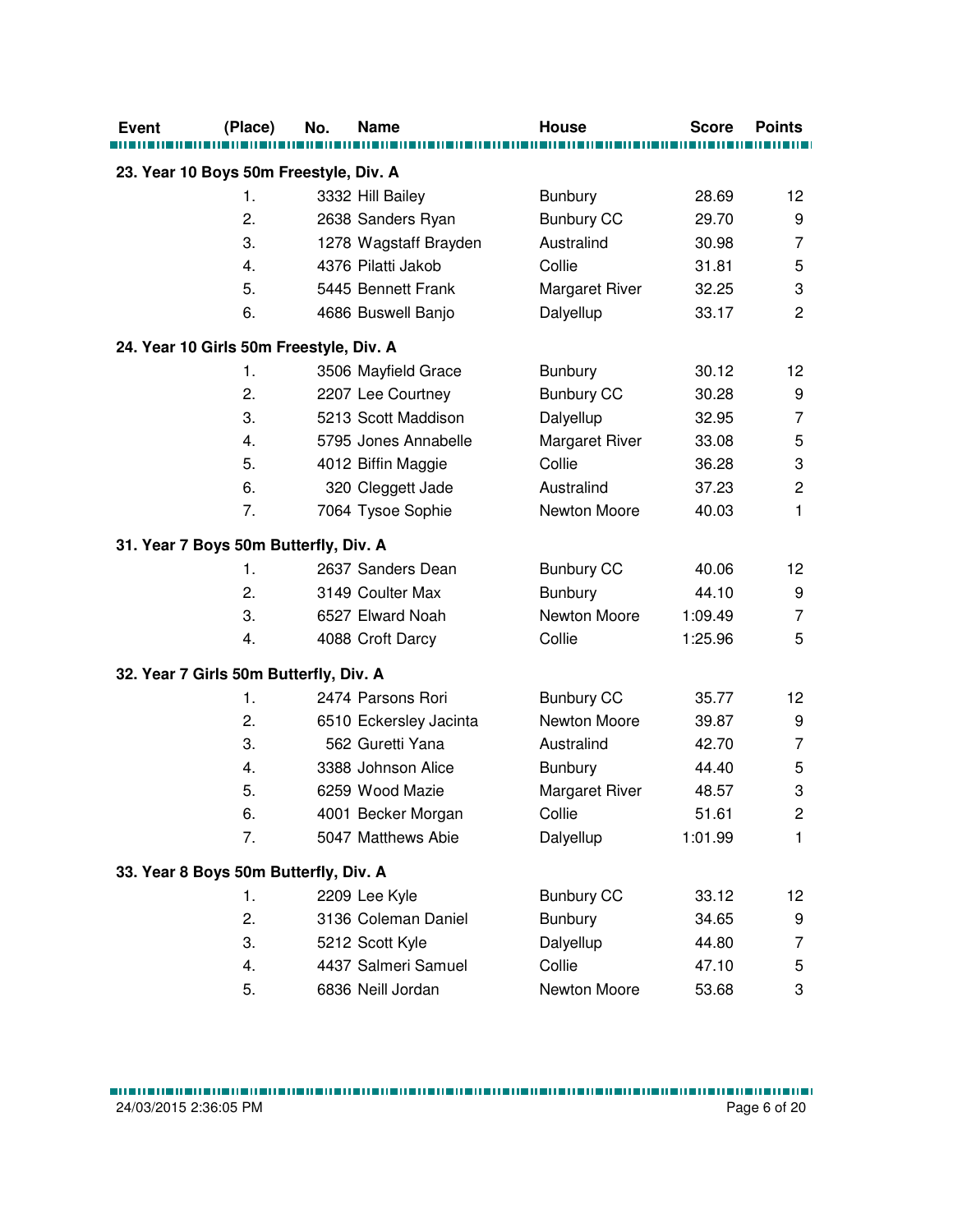| Event | (Place) | No. | Name | House | Score | Points |
|---|---|---|---|---|---|---|
| **23. Year 10 Boys 50m Freestyle, Div. A** | | | | | | |
| | 1. | 3332 | Hill Bailey | Bunbury | 28.69 | 12 |
| | 2. | 2638 | Sanders Ryan | Bunbury CC | 29.70 | 9 |
| | 3. | 1278 | Wagstaff Brayden | Australind | 30.98 | 7 |
| | 4. | 4376 | Pilatti Jakob | Collie | 31.81 | 5 |
| | 5. | 5445 | Bennett Frank | Margaret River | 32.25 | 3 |
| | 6. | 4686 | Buswell Banjo | Dalyellup | 33.17 | 2 |
| **24. Year 10 Girls 50m Freestyle, Div. A** | | | | | | |
| | 1. | 3506 | Mayfield Grace | Bunbury | 30.12 | 12 |
| | 2. | 2207 | Lee Courtney | Bunbury CC | 30.28 | 9 |
| | 3. | 5213 | Scott Maddison | Dalyellup | 32.95 | 7 |
| | 4. | 5795 | Jones Annabelle | Margaret River | 33.08 | 5 |
| | 5. | 4012 | Biffin Maggie | Collie | 36.28 | 3 |
| | 6. | 320 | Cleggett Jade | Australind | 37.23 | 2 |
| | 7. | 7064 | Tysoe Sophie | Newton Moore | 40.03 | 1 |
| **31. Year 7 Boys 50m Butterfly, Div. A** | | | | | | |
| | 1. | 2637 | Sanders Dean | Bunbury CC | 40.06 | 12 |
| | 2. | 3149 | Coulter Max | Bunbury | 44.10 | 9 |
| | 3. | 6527 | Elward Noah | Newton Moore | 1:09.49 | 7 |
| | 4. | 4088 | Croft Darcy | Collie | 1:25.96 | 5 |
| **32. Year 7 Girls 50m Butterfly, Div. A** | | | | | | |
| | 1. | 2474 | Parsons Rori | Bunbury CC | 35.77 | 12 |
| | 2. | 6510 | Eckersley Jacinta | Newton Moore | 39.87 | 9 |
| | 3. | 562 | Guretti Yana | Australind | 42.70 | 7 |
| | 4. | 3388 | Johnson Alice | Bunbury | 44.40 | 5 |
| | 5. | 6259 | Wood Mazie | Margaret River | 48.57 | 3 |
| | 6. | 4001 | Becker Morgan | Collie | 51.61 | 2 |
| | 7. | 5047 | Matthews Abie | Dalyellup | 1:01.99 | 1 |
| **33. Year 8 Boys 50m Butterfly, Div. A** | | | | | | |
| | 1. | 2209 | Lee Kyle | Bunbury CC | 33.12 | 12 |
| | 2. | 3136 | Coleman Daniel | Bunbury | 34.65 | 9 |
| | 3. | 5212 | Scott Kyle | Dalyellup | 44.80 | 7 |
| | 4. | 4437 | Salmeri Samuel | Collie | 47.10 | 5 |
| | 5. | 6836 | Neill Jordan | Newton Moore | 53.68 | 3 |

24/03/2015 2:36:05 PM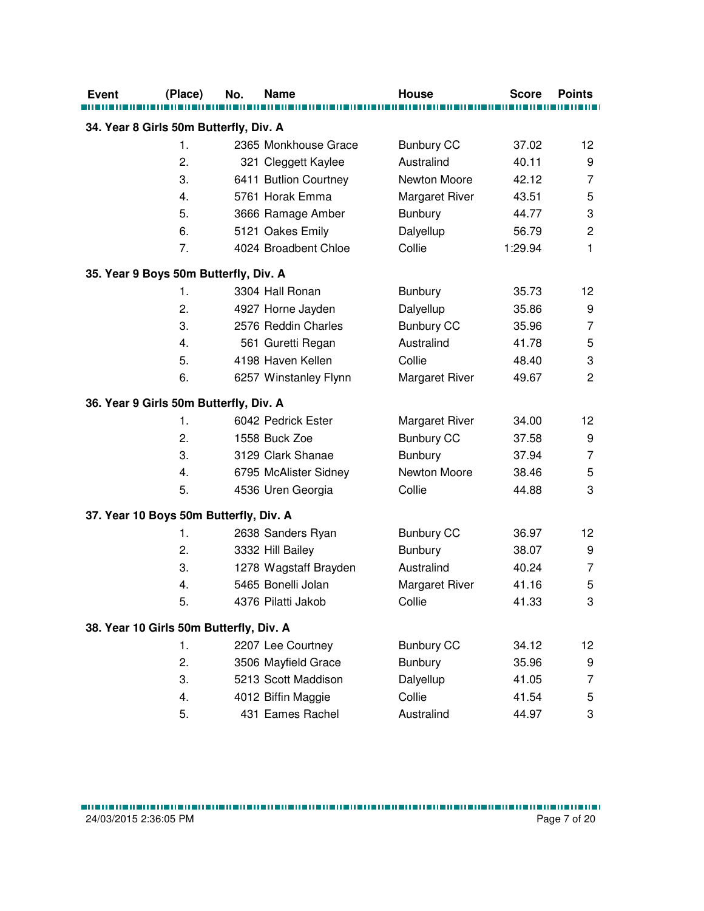| Event | (Place) | No. | Name | House | Score | Points |
|---|---|---|---|---|---|---|

**34. Year 8 Girls 50m Butterfly, Div. A**

| (Place) | No. | Name | House | Score | Points |
|---|---|---|---|---|---|
| 1. | 2365 | Monkhouse Grace | Bunbury CC | 37.02 | 12 |
| 2. | 321 | Cleggett Kaylee | Australind | 40.11 | 9 |
| 3. | 6411 | Butlion Courtney | Newton Moore | 42.12 | 7 |
| 4. | 5761 | Horak Emma | Margaret River | 43.51 | 5 |
| 5. | 3666 | Ramage Amber | Bunbury | 44.77 | 3 |
| 6. | 5121 | Oakes Emily | Dalyellup | 56.79 | 2 |
| 7. | 4024 | Broadbent Chloe | Collie | 1:29.94 | 1 |

**35. Year 9 Boys 50m Butterfly, Div. A**

| (Place) | No. | Name | House | Score | Points |
|---|---|---|---|---|---|
| 1. | 3304 | Hall Ronan | Bunbury | 35.73 | 12 |
| 2. | 4927 | Horne Jayden | Dalyellup | 35.86 | 9 |
| 3. | 2576 | Reddin Charles | Bunbury CC | 35.96 | 7 |
| 4. | 561 | Guretti Regan | Australind | 41.78 | 5 |
| 5. | 4198 | Haven Kellen | Collie | 48.40 | 3 |
| 6. | 6257 | Winstanley Flynn | Margaret River | 49.67 | 2 |

**36. Year 9 Girls 50m Butterfly, Div. A**

| (Place) | No. | Name | House | Score | Points |
|---|---|---|---|---|---|
| 1. | 6042 | Pedrick Ester | Margaret River | 34.00 | 12 |
| 2. | 1558 | Buck Zoe | Bunbury CC | 37.58 | 9 |
| 3. | 3129 | Clark Shanae | Bunbury | 37.94 | 7 |
| 4. | 6795 | McAlister Sidney | Newton Moore | 38.46 | 5 |
| 5. | 4536 | Uren Georgia | Collie | 44.88 | 3 |

**37. Year 10 Boys 50m Butterfly, Div. A**

| (Place) | No. | Name | House | Score | Points |
|---|---|---|---|---|---|
| 1. | 2638 | Sanders Ryan | Bunbury CC | 36.97 | 12 |
| 2. | 3332 | Hill Bailey | Bunbury | 38.07 | 9 |
| 3. | 1278 | Wagstaff Brayden | Australind | 40.24 | 7 |
| 4. | 5465 | Bonelli Jolan | Margaret River | 41.16 | 5 |
| 5. | 4376 | Pilatti Jakob | Collie | 41.33 | 3 |

**38. Year 10 Girls 50m Butterfly, Div. A**

| (Place) | No. | Name | House | Score | Points |
|---|---|---|---|---|---|
| 1. | 2207 | Lee Courtney | Bunbury CC | 34.12 | 12 |
| 2. | 3506 | Mayfield Grace | Bunbury | 35.96 | 9 |
| 3. | 5213 | Scott Maddison | Dalyellup | 41.05 | 7 |
| 4. | 4012 | Biffin Maggie | Collie | 41.54 | 5 |
| 5. | 431 | Eames Rachel | Australind | 44.97 | 3 |

24/03/2015 2:36:05 PM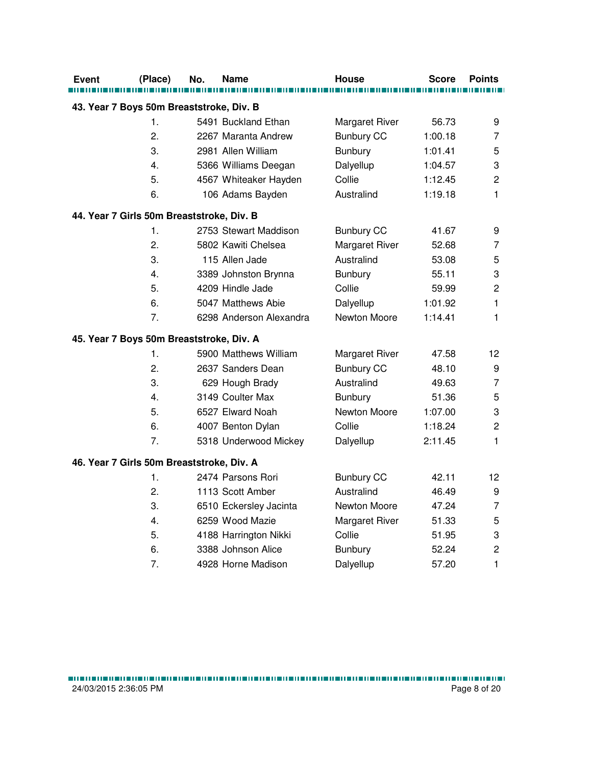| Event | (Place) | No. | Name | House | Score | Points |
|---|---|---|---|---|---|---|
| **43. Year 7 Boys 50m Breaststroke, Div. B** | | | | | | |
| | 1. | 5491 | Buckland Ethan | Margaret River | 56.73 | 9 |
| | 2. | 2267 | Maranta Andrew | Bunbury CC | 1:00.18 | 7 |
| | 3. | 2981 | Allen William | Bunbury | 1:01.41 | 5 |
| | 4. | 5366 | Williams Deegan | Dalyellup | 1:04.57 | 3 |
| | 5. | 4567 | Whiteaker Hayden | Collie | 1:12.45 | 2 |
| | 6. | 106 | Adams Bayden | Australind | 1:19.18 | 1 |
| **44. Year 7 Girls 50m Breaststroke, Div. B** | | | | | | |
| | 1. | 2753 | Stewart Maddison | Bunbury CC | 41.67 | 9 |
| | 2. | 5802 | Kawiti Chelsea | Margaret River | 52.68 | 7 |
| | 3. | 115 | Allen Jade | Australind | 53.08 | 5 |
| | 4. | 3389 | Johnston Brynna | Bunbury | 55.11 | 3 |
| | 5. | 4209 | Hindle Jade | Collie | 59.99 | 2 |
| | 6. | 5047 | Matthews Abie | Dalyellup | 1:01.92 | 1 |
| | 7. | 6298 | Anderson Alexandra | Newton Moore | 1:14.41 | 1 |
| **45. Year 7 Boys 50m Breaststroke, Div. A** | | | | | | |
| | 1. | 5900 | Matthews William | Margaret River | 47.58 | 12 |
| | 2. | 2637 | Sanders Dean | Bunbury CC | 48.10 | 9 |
| | 3. | 629 | Hough Brady | Australind | 49.63 | 7 |
| | 4. | 3149 | Coulter Max | Bunbury | 51.36 | 5 |
| | 5. | 6527 | Elward Noah | Newton Moore | 1:07.00 | 3 |
| | 6. | 4007 | Benton Dylan | Collie | 1:18.24 | 2 |
| | 7. | 5318 | Underwood Mickey | Dalyellup | 2:11.45 | 1 |
| **46. Year 7 Girls 50m Breaststroke, Div. A** | | | | | | |
| | 1. | 2474 | Parsons Rori | Bunbury CC | 42.11 | 12 |
| | 2. | 1113 | Scott Amber | Australind | 46.49 | 9 |
| | 3. | 6510 | Eckersley Jacinta | Newton Moore | 47.24 | 7 |
| | 4. | 6259 | Wood Mazie | Margaret River | 51.33 | 5 |
| | 5. | 4188 | Harrington Nikki | Collie | 51.95 | 3 |
| | 6. | 3388 | Johnson Alice | Bunbury | 52.24 | 2 |
| | 7. | 4928 | Horne Madison | Dalyellup | 57.20 | 1 |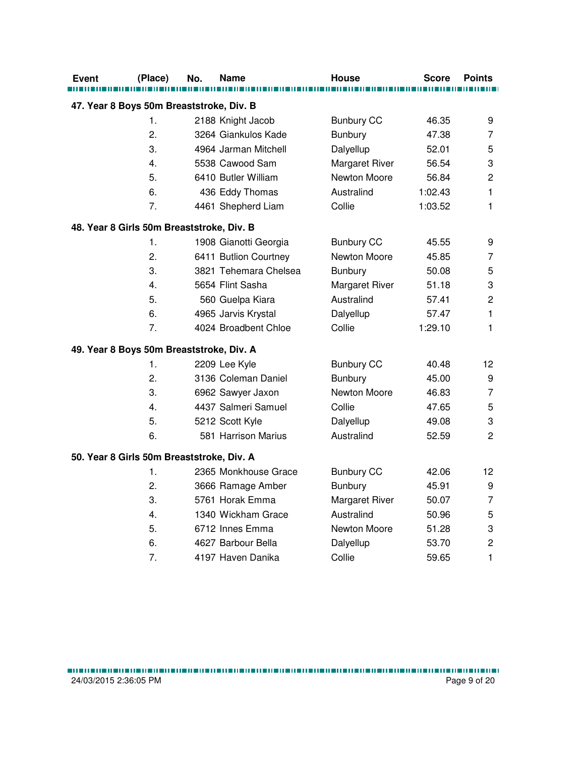| Event | (Place) | No. | Name | House | Score | Points |
|---|---|---|---|---|---|---|
| **47. Year 8 Boys 50m Breaststroke, Div. B** | | | | | | |
| | 1. | 2188 | Knight Jacob | Bunbury CC | 46.35 | 9 |
| | 2. | 3264 | Giankulos Kade | Bunbury | 47.38 | 7 |
| | 3. | 4964 | Jarman Mitchell | Dalyellup | 52.01 | 5 |
| | 4. | 5538 | Cawood Sam | Margaret River | 56.54 | 3 |
| | 5. | 6410 | Butler William | Newton Moore | 56.84 | 2 |
| | 6. | 436 | Eddy Thomas | Australind | 1:02.43 | 1 |
| | 7. | 4461 | Shepherd Liam | Collie | 1:03.52 | 1 |
| **48. Year 8 Girls 50m Breaststroke, Div. B** | | | | | | |
| | 1. | 1908 | Gianotti Georgia | Bunbury CC | 45.55 | 9 |
| | 2. | 6411 | Butlion Courtney | Newton Moore | 45.85 | 7 |
| | 3. | 3821 | Tehemara Chelsea | Bunbury | 50.08 | 5 |
| | 4. | 5654 | Flint Sasha | Margaret River | 51.18 | 3 |
| | 5. | 560 | Guelpa Kiara | Australind | 57.41 | 2 |
| | 6. | 4965 | Jarvis Krystal | Dalyellup | 57.47 | 1 |
| | 7. | 4024 | Broadbent Chloe | Collie | 1:29.10 | 1 |
| **49. Year 8 Boys 50m Breaststroke, Div. A** | | | | | | |
| | 1. | 2209 | Lee Kyle | Bunbury CC | 40.48 | 12 |
| | 2. | 3136 | Coleman Daniel | Bunbury | 45.00 | 9 |
| | 3. | 6962 | Sawyer Jaxon | Newton Moore | 46.83 | 7 |
| | 4. | 4437 | Salmeri Samuel | Collie | 47.65 | 5 |
| | 5. | 5212 | Scott Kyle | Dalyellup | 49.08 | 3 |
| | 6. | 581 | Harrison Marius | Australind | 52.59 | 2 |
| **50. Year 8 Girls 50m Breaststroke, Div. A** | | | | | | |
| | 1. | 2365 | Monkhouse Grace | Bunbury CC | 42.06 | 12 |
| | 2. | 3666 | Ramage Amber | Bunbury | 45.91 | 9 |
| | 3. | 5761 | Horak Emma | Margaret River | 50.07 | 7 |
| | 4. | 1340 | Wickham Grace | Australind | 50.96 | 5 |
| | 5. | 6712 | Innes Emma | Newton Moore | 51.28 | 3 |
| | 6. | 4627 | Barbour Bella | Dalyellup | 53.70 | 2 |
| | 7. | 4197 | Haven Danika | Collie | 59.65 | 1 |

24/03/2015 2:36:05 PM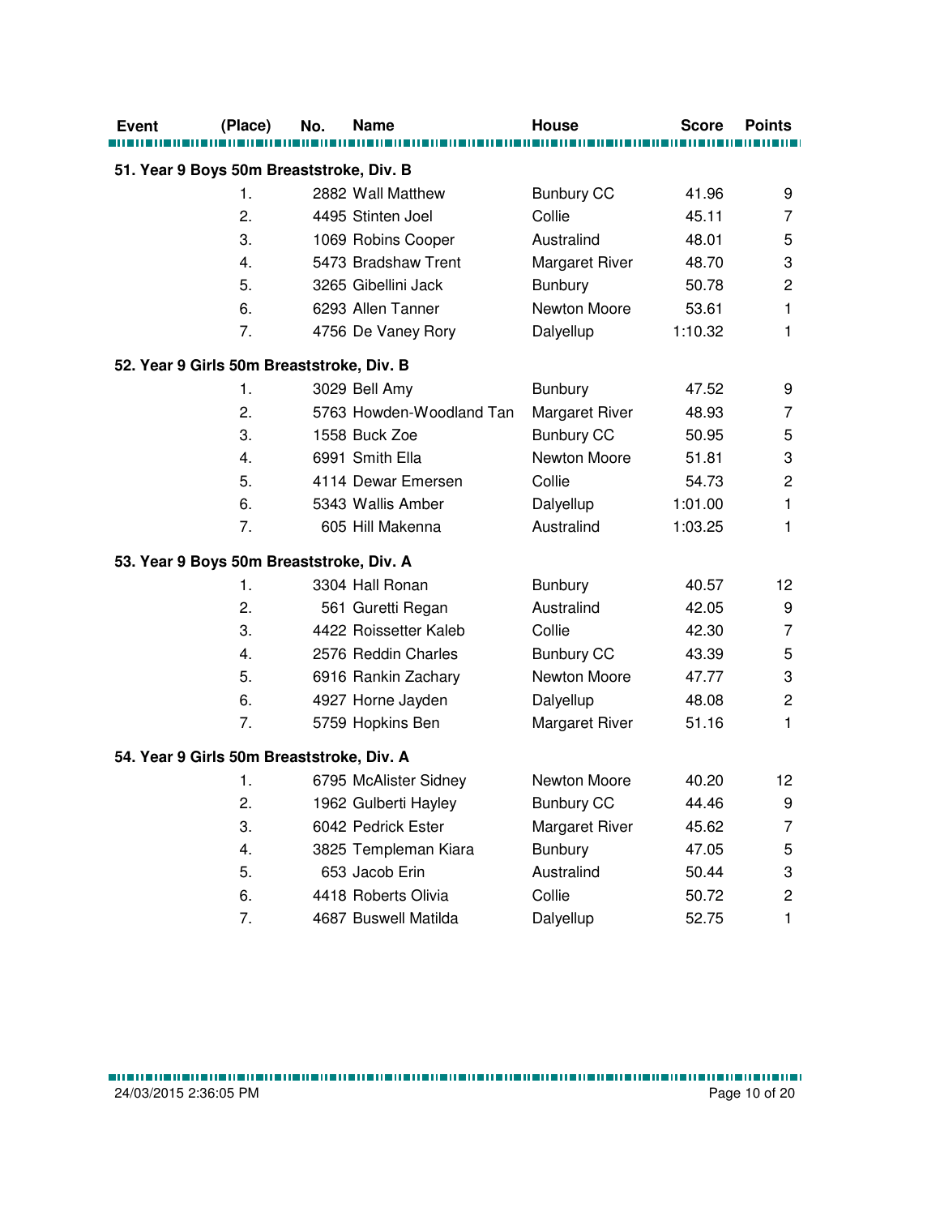| Event | (Place) | No. | Name | House | Score | Points |
|---|---|---|---|---|---|---|
| **51. Year 9 Boys 50m Breaststroke, Div. B** | | | | | | |
| | 1. | 2882 | Wall Matthew | Bunbury CC | 41.96 | 9 |
| | 2. | 4495 | Stinten Joel | Collie | 45.11 | 7 |
| | 3. | 1069 | Robins Cooper | Australind | 48.01 | 5 |
| | 4. | 5473 | Bradshaw Trent | Margaret River | 48.70 | 3 |
| | 5. | 3265 | Gibellini Jack | Bunbury | 50.78 | 2 |
| | 6. | 6293 | Allen Tanner | Newton Moore | 53.61 | 1 |
| | 7. | 4756 | De Vaney Rory | Dalyellup | 1:10.32 | 1 |
| **52. Year 9 Girls 50m Breaststroke, Div. B** | | | | | | |
| | 1. | 3029 | Bell Amy | Bunbury | 47.52 | 9 |
| | 2. | 5763 | Howden-Woodland Tan | Margaret River | 48.93 | 7 |
| | 3. | 1558 | Buck Zoe | Bunbury CC | 50.95 | 5 |
| | 4. | 6991 | Smith Ella | Newton Moore | 51.81 | 3 |
| | 5. | 4114 | Dewar Emersen | Collie | 54.73 | 2 |
| | 6. | 5343 | Wallis Amber | Dalyellup | 1:01.00 | 1 |
| | 7. | 605 | Hill Makenna | Australind | 1:03.25 | 1 |
| **53. Year 9 Boys 50m Breaststroke, Div. A** | | | | | | |
| | 1. | 3304 | Hall Ronan | Bunbury | 40.57 | 12 |
| | 2. | 561 | Guretti Regan | Australind | 42.05 | 9 |
| | 3. | 4422 | Roissetter Kaleb | Collie | 42.30 | 7 |
| | 4. | 2576 | Reddin Charles | Bunbury CC | 43.39 | 5 |
| | 5. | 6916 | Rankin Zachary | Newton Moore | 47.77 | 3 |
| | 6. | 4927 | Horne Jayden | Dalyellup | 48.08 | 2 |
| | 7. | 5759 | Hopkins Ben | Margaret River | 51.16 | 1 |
| **54. Year 9 Girls 50m Breaststroke, Div. A** | | | | | | |
| | 1. | 6795 | McAlister Sidney | Newton Moore | 40.20 | 12 |
| | 2. | 1962 | Gulberti Hayley | Bunbury CC | 44.46 | 9 |
| | 3. | 6042 | Pedrick Ester | Margaret River | 45.62 | 7 |
| | 4. | 3825 | Templeman Kiara | Bunbury | 47.05 | 5 |
| | 5. | 653 | Jacob Erin | Australind | 50.44 | 3 |
| | 6. | 4418 | Roberts Olivia | Collie | 50.72 | 2 |
| | 7. | 4687 | Buswell Matilda | Dalyellup | 52.75 | 1 |

24/03/2015 2:36:05 PM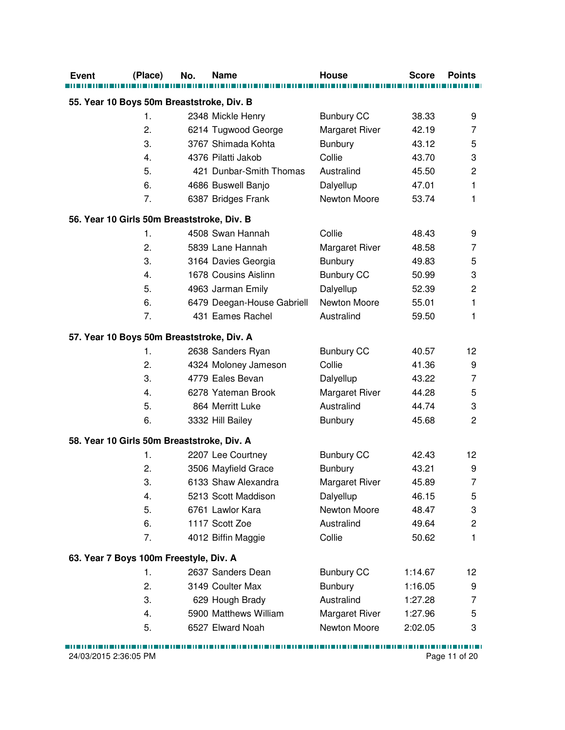| Event | (Place) | No. | Name | House | Score | Points |
|---|---|---|---|---|---|---|
| **55. Year 10 Boys 50m Breaststroke, Div. B** | | | | | | |
| | 1. | 2348 | Mickle Henry | Bunbury CC | 38.33 | 9 |
| | 2. | 6214 | Tugwood George | Margaret River | 42.19 | 7 |
| | 3. | 3767 | Shimada Kohta | Bunbury | 43.12 | 5 |
| | 4. | 4376 | Pilatti Jakob | Collie | 43.70 | 3 |
| | 5. | 421 | Dunbar-Smith Thomas | Australind | 45.50 | 2 |
| | 6. | 4686 | Buswell Banjo | Dalyellup | 47.01 | 1 |
| | 7. | 6387 | Bridges Frank | Newton Moore | 53.74 | 1 |
| **56. Year 10 Girls 50m Breaststroke, Div. B** | | | | | | |
| | 1. | 4508 | Swan Hannah | Collie | 48.43 | 9 |
| | 2. | 5839 | Lane Hannah | Margaret River | 48.58 | 7 |
| | 3. | 3164 | Davies Georgia | Bunbury | 49.83 | 5 |
| | 4. | 1678 | Cousins Aislinn | Bunbury CC | 50.99 | 3 |
| | 5. | 4963 | Jarman Emily | Dalyellup | 52.39 | 2 |
| | 6. | 6479 | Deegan-House Gabriell | Newton Moore | 55.01 | 1 |
| | 7. | 431 | Eames Rachel | Australind | 59.50 | 1 |
| **57. Year 10 Boys 50m Breaststroke, Div. A** | | | | | | |
| | 1. | 2638 | Sanders Ryan | Bunbury CC | 40.57 | 12 |
| | 2. | 4324 | Moloney Jameson | Collie | 41.36 | 9 |
| | 3. | 4779 | Eales Bevan | Dalyellup | 43.22 | 7 |
| | 4. | 6278 | Yateman Brook | Margaret River | 44.28 | 5 |
| | 5. | 864 | Merritt Luke | Australind | 44.74 | 3 |
| | 6. | 3332 | Hill Bailey | Bunbury | 45.68 | 2 |
| **58. Year 10 Girls 50m Breaststroke, Div. A** | | | | | | |
| | 1. | 2207 | Lee Courtney | Bunbury CC | 42.43 | 12 |
| | 2. | 3506 | Mayfield Grace | Bunbury | 43.21 | 9 |
| | 3. | 6133 | Shaw Alexandra | Margaret River | 45.89 | 7 |
| | 4. | 5213 | Scott Maddison | Dalyellup | 46.15 | 5 |
| | 5. | 6761 | Lawlor Kara | Newton Moore | 48.47 | 3 |
| | 6. | 1117 | Scott Zoe | Australind | 49.64 | 2 |
| | 7. | 4012 | Biffin Maggie | Collie | 50.62 | 1 |
| **63. Year 7 Boys 100m Freestyle, Div. A** | | | | | | |
| | 1. | 2637 | Sanders Dean | Bunbury CC | 1:14.67 | 12 |
| | 2. | 3149 | Coulter Max | Bunbury | 1:16.05 | 9 |
| | 3. | 629 | Hough Brady | Australind | 1:27.28 | 7 |
| | 4. | 5900 | Matthews William | Margaret River | 1:27.96 | 5 |
| | 5. | 6527 | Elward Noah | Newton Moore | 2:02.05 | 3 |

24/03/2015 2:36:05 PM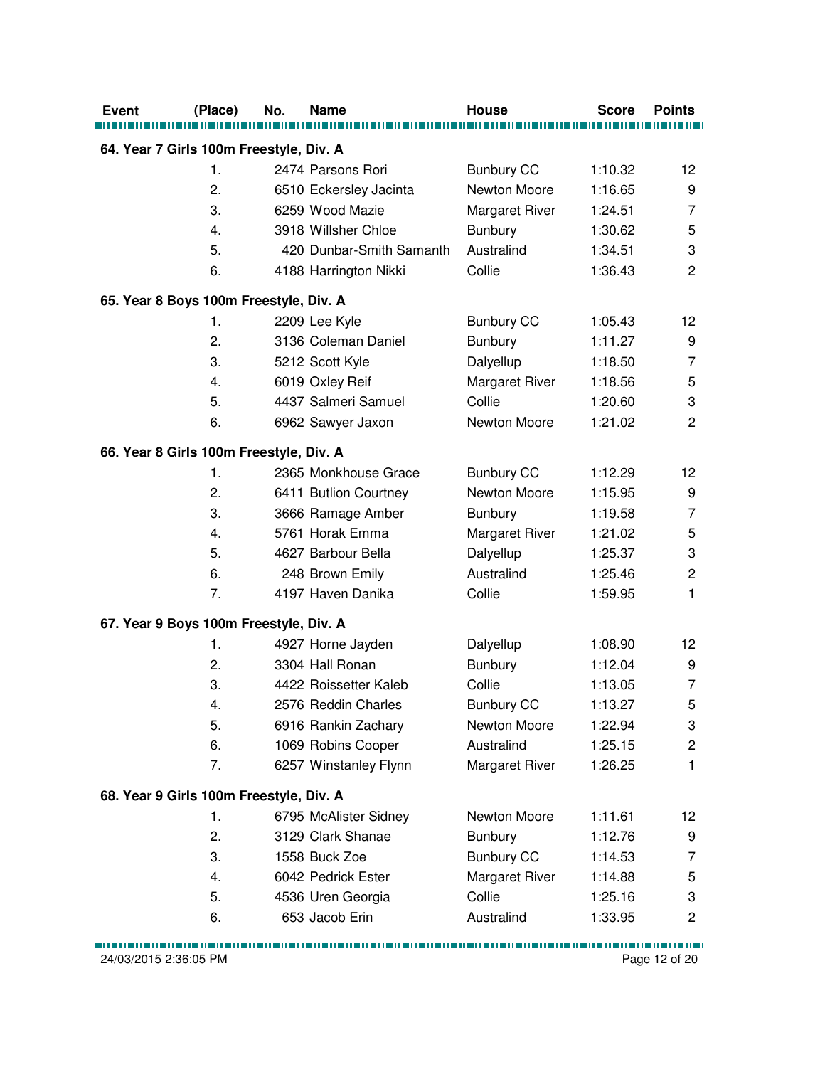| Event | (Place) | No. | Name | House | Score | Points |
|---|---|---|---|---|---|---|
| **64. Year 7 Girls 100m Freestyle, Div. A** | | | | | | |
| | 1. | 2474 | Parsons Rori | Bunbury CC | 1:10.32 | 12 |
| | 2. | 6510 | Eckersley Jacinta | Newton Moore | 1:16.65 | 9 |
| | 3. | 6259 | Wood Mazie | Margaret River | 1:24.51 | 7 |
| | 4. | 3918 | Willsher Chloe | Bunbury | 1:30.62 | 5 |
| | 5. | 420 | Dunbar-Smith Samanth | Australind | 1:34.51 | 3 |
| | 6. | 4188 | Harrington Nikki | Collie | 1:36.43 | 2 |
| **65. Year 8 Boys 100m Freestyle, Div. A** | | | | | | |
| | 1. | 2209 | Lee Kyle | Bunbury CC | 1:05.43 | 12 |
| | 2. | 3136 | Coleman Daniel | Bunbury | 1:11.27 | 9 |
| | 3. | 5212 | Scott Kyle | Dalyellup | 1:18.50 | 7 |
| | 4. | 6019 | Oxley Reif | Margaret River | 1:18.56 | 5 |
| | 5. | 4437 | Salmeri Samuel | Collie | 1:20.60 | 3 |
| | 6. | 6962 | Sawyer Jaxon | Newton Moore | 1:21.02 | 2 |
| **66. Year 8 Girls 100m Freestyle, Div. A** | | | | | | |
| | 1. | 2365 | Monkhouse Grace | Bunbury CC | 1:12.29 | 12 |
| | 2. | 6411 | Butlion Courtney | Newton Moore | 1:15.95 | 9 |
| | 3. | 3666 | Ramage Amber | Bunbury | 1:19.58 | 7 |
| | 4. | 5761 | Horak Emma | Margaret River | 1:21.02 | 5 |
| | 5. | 4627 | Barbour Bella | Dalyellup | 1:25.37 | 3 |
| | 6. | 248 | Brown Emily | Australind | 1:25.46 | 2 |
| | 7. | 4197 | Haven Danika | Collie | 1:59.95 | 1 |
| **67. Year 9 Boys 100m Freestyle, Div. A** | | | | | | |
| | 1. | 4927 | Horne Jayden | Dalyellup | 1:08.90 | 12 |
| | 2. | 3304 | Hall Ronan | Bunbury | 1:12.04 | 9 |
| | 3. | 4422 | Roissetter Kaleb | Collie | 1:13.05 | 7 |
| | 4. | 2576 | Reddin Charles | Bunbury CC | 1:13.27 | 5 |
| | 5. | 6916 | Rankin Zachary | Newton Moore | 1:22.94 | 3 |
| | 6. | 1069 | Robins Cooper | Australind | 1:25.15 | 2 |
| | 7. | 6257 | Winstanley Flynn | Margaret River | 1:26.25 | 1 |
| **68. Year 9 Girls 100m Freestyle, Div. A** | | | | | | |
| | 1. | 6795 | McAlister Sidney | Newton Moore | 1:11.61 | 12 |
| | 2. | 3129 | Clark Shanae | Bunbury | 1:12.76 | 9 |
| | 3. | 1558 | Buck Zoe | Bunbury CC | 1:14.53 | 7 |
| | 4. | 6042 | Pedrick Ester | Margaret River | 1:14.88 | 5 |
| | 5. | 4536 | Uren Georgia | Collie | 1:25.16 | 3 |
| | 6. | 653 | Jacob Erin | Australind | 1:33.95 | 2 |

24/03/2015 2:36:05 PM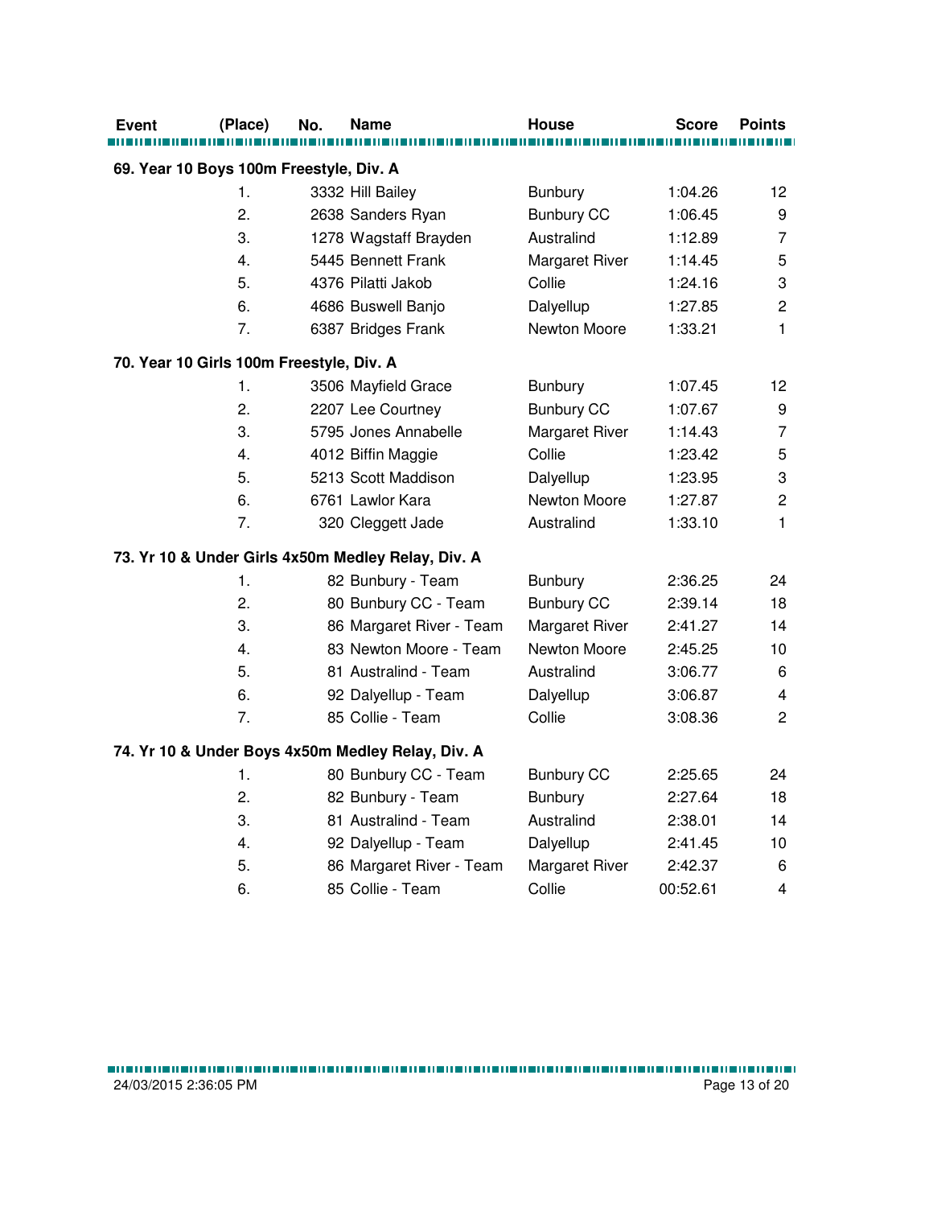| Event | (Place) | No. | Name | House | Score | Points |
|---|---|---|---|---|---|---|

**69. Year 10 Boys 100m Freestyle, Div. A**

| Event | (Place) | No. | Name | House | Score | Points |
|---|---|---|---|---|---|---|
| | 1. | 3332 | Hill Bailey | Bunbury | 1:04.26 | 12 |
| | 2. | 2638 | Sanders Ryan | Bunbury CC | 1:06.45 | 9 |
| | 3. | 1278 | Wagstaff Brayden | Australind | 1:12.89 | 7 |
| | 4. | 5445 | Bennett Frank | Margaret River | 1:14.45 | 5 |
| | 5. | 4376 | Pilatti Jakob | Collie | 1:24.16 | 3 |
| | 6. | 4686 | Buswell Banjo | Dalyellup | 1:27.85 | 2 |
| | 7. | 6387 | Bridges Frank | Newton Moore | 1:33.21 | 1 |

**70. Year 10 Girls 100m Freestyle, Div. A**

| Event | (Place) | No. | Name | House | Score | Points |
|---|---|---|---|---|---|---|
| | 1. | 3506 | Mayfield Grace | Bunbury | 1:07.45 | 12 |
| | 2. | 2207 | Lee Courtney | Bunbury CC | 1:07.67 | 9 |
| | 3. | 5795 | Jones Annabelle | Margaret River | 1:14.43 | 7 |
| | 4. | 4012 | Biffin Maggie | Collie | 1:23.42 | 5 |
| | 5. | 5213 | Scott Maddison | Dalyellup | 1:23.95 | 3 |
| | 6. | 6761 | Lawlor Kara | Newton Moore | 1:27.87 | 2 |
| | 7. | 320 | Cleggett Jade | Australind | 1:33.10 | 1 |

**73. Yr 10 & Under Girls 4x50m Medley Relay, Div. A**

| Event | (Place) | No. | Name | House | Score | Points |
|---|---|---|---|---|---|---|
| | 1. | 82 | Bunbury - Team | Bunbury | 2:36.25 | 24 |
| | 2. | 80 | Bunbury CC - Team | Bunbury CC | 2:39.14 | 18 |
| | 3. | 86 | Margaret River - Team | Margaret River | 2:41.27 | 14 |
| | 4. | 83 | Newton Moore - Team | Newton Moore | 2:45.25 | 10 |
| | 5. | 81 | Australind - Team | Australind | 3:06.77 | 6 |
| | 6. | 92 | Dalyellup - Team | Dalyellup | 3:06.87 | 4 |
| | 7. | 85 | Collie - Team | Collie | 3:08.36 | 2 |

**74. Yr 10 & Under Boys 4x50m Medley Relay, Div. A**

| Event | (Place) | No. | Name | House | Score | Points |
|---|---|---|---|---|---|---|
| | 1. | 80 | Bunbury CC - Team | Bunbury CC | 2:25.65 | 24 |
| | 2. | 82 | Bunbury - Team | Bunbury | 2:27.64 | 18 |
| | 3. | 81 | Australind - Team | Australind | 2:38.01 | 14 |
| | 4. | 92 | Dalyellup - Team | Dalyellup | 2:41.45 | 10 |
| | 5. | 86 | Margaret River - Team | Margaret River | 2:42.37 | 6 |
| | 6. | 85 | Collie - Team | Collie | 00:52.61 | 4 |

24/03/2015 2:36:05 PM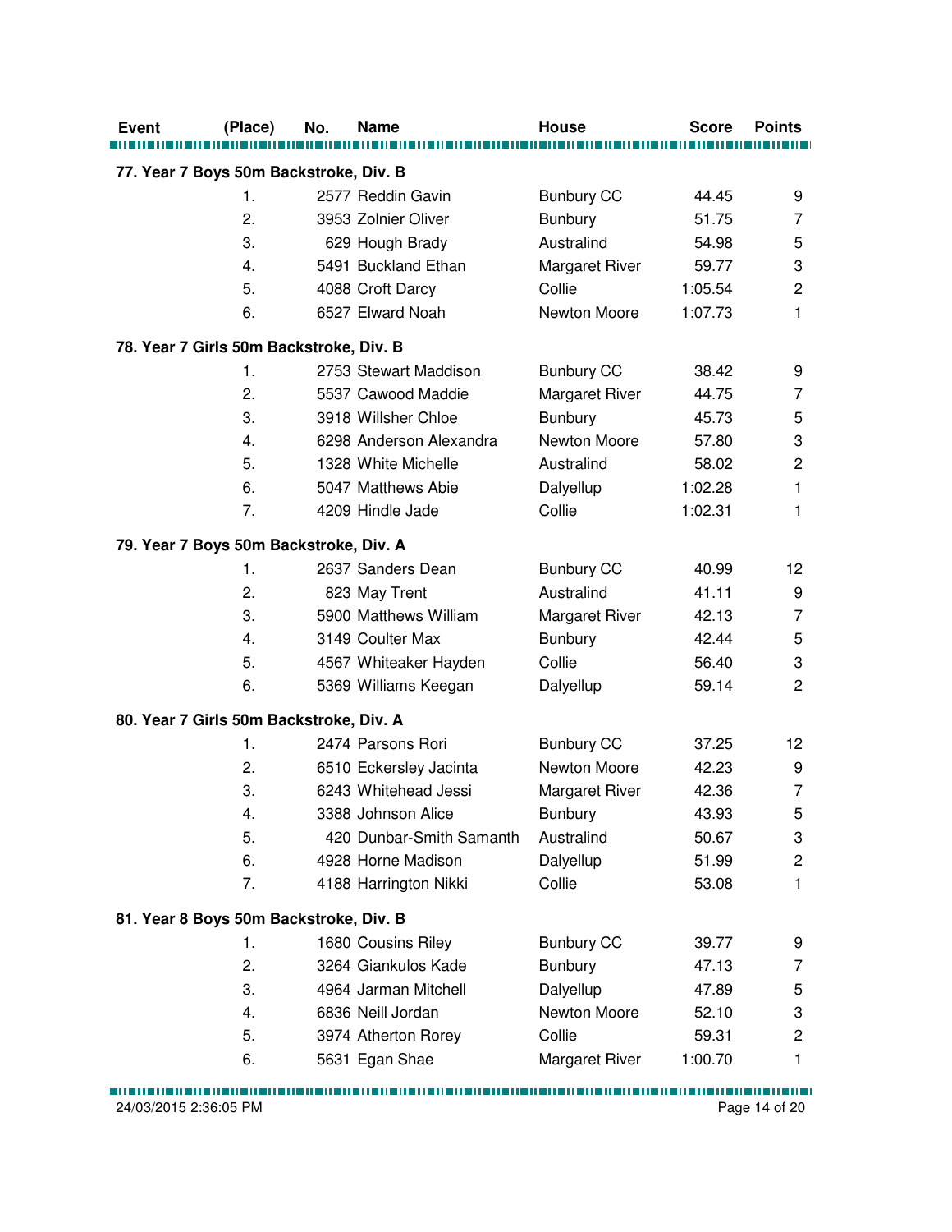| Event | (Place) | No. | Name | House | Score | Points |
|---|---|---|---|---|---|---|
| **77. Year 7 Boys 50m Backstroke, Div. B** | | | | | | |
| | 1. | 2577 | Reddin Gavin | Bunbury CC | 44.45 | 9 |
| | 2. | 3953 | Zolnier Oliver | Bunbury | 51.75 | 7 |
| | 3. | 629 | Hough Brady | Australind | 54.98 | 5 |
| | 4. | 5491 | Buckland Ethan | Margaret River | 59.77 | 3 |
| | 5. | 4088 | Croft Darcy | Collie | 1:05.54 | 2 |
| | 6. | 6527 | Elward Noah | Newton Moore | 1:07.73 | 1 |
| **78. Year 7 Girls 50m Backstroke, Div. B** | | | | | | |
| | 1. | 2753 | Stewart Maddison | Bunbury CC | 38.42 | 9 |
| | 2. | 5537 | Cawood Maddie | Margaret River | 44.75 | 7 |
| | 3. | 3918 | Willsher Chloe | Bunbury | 45.73 | 5 |
| | 4. | 6298 | Anderson Alexandra | Newton Moore | 57.80 | 3 |
| | 5. | 1328 | White Michelle | Australind | 58.02 | 2 |
| | 6. | 5047 | Matthews Abie | Dalyellup | 1:02.28 | 1 |
| | 7. | 4209 | Hindle Jade | Collie | 1:02.31 | 1 |
| **79. Year 7 Boys 50m Backstroke, Div. A** | | | | | | |
| | 1. | 2637 | Sanders Dean | Bunbury CC | 40.99 | 12 |
| | 2. | 823 | May Trent | Australind | 41.11 | 9 |
| | 3. | 5900 | Matthews William | Margaret River | 42.13 | 7 |
| | 4. | 3149 | Coulter Max | Bunbury | 42.44 | 5 |
| | 5. | 4567 | Whiteaker Hayden | Collie | 56.40 | 3 |
| | 6. | 5369 | Williams Keegan | Dalyellup | 59.14 | 2 |
| **80. Year 7 Girls 50m Backstroke, Div. A** | | | | | | |
| | 1. | 2474 | Parsons Rori | Bunbury CC | 37.25 | 12 |
| | 2. | 6510 | Eckersley Jacinta | Newton Moore | 42.23 | 9 |
| | 3. | 6243 | Whitehead Jessi | Margaret River | 42.36 | 7 |
| | 4. | 3388 | Johnson Alice | Bunbury | 43.93 | 5 |
| | 5. | 420 | Dunbar-Smith Samanth | Australind | 50.67 | 3 |
| | 6. | 4928 | Horne Madison | Dalyellup | 51.99 | 2 |
| | 7. | 4188 | Harrington Nikki | Collie | 53.08 | 1 |
| **81. Year 8 Boys 50m Backstroke, Div. B** | | | | | | |
| | 1. | 1680 | Cousins Riley | Bunbury CC | 39.77 | 9 |
| | 2. | 3264 | Giankulos Kade | Bunbury | 47.13 | 7 |
| | 3. | 4964 | Jarman Mitchell | Dalyellup | 47.89 | 5 |
| | 4. | 6836 | Neill Jordan | Newton Moore | 52.10 | 3 |
| | 5. | 3974 | Atherton Rorey | Collie | 59.31 | 2 |
| | 6. | 5631 | Egan Shae | Margaret River | 1:00.70 | 1 |

24/03/2015 2:36:05 PM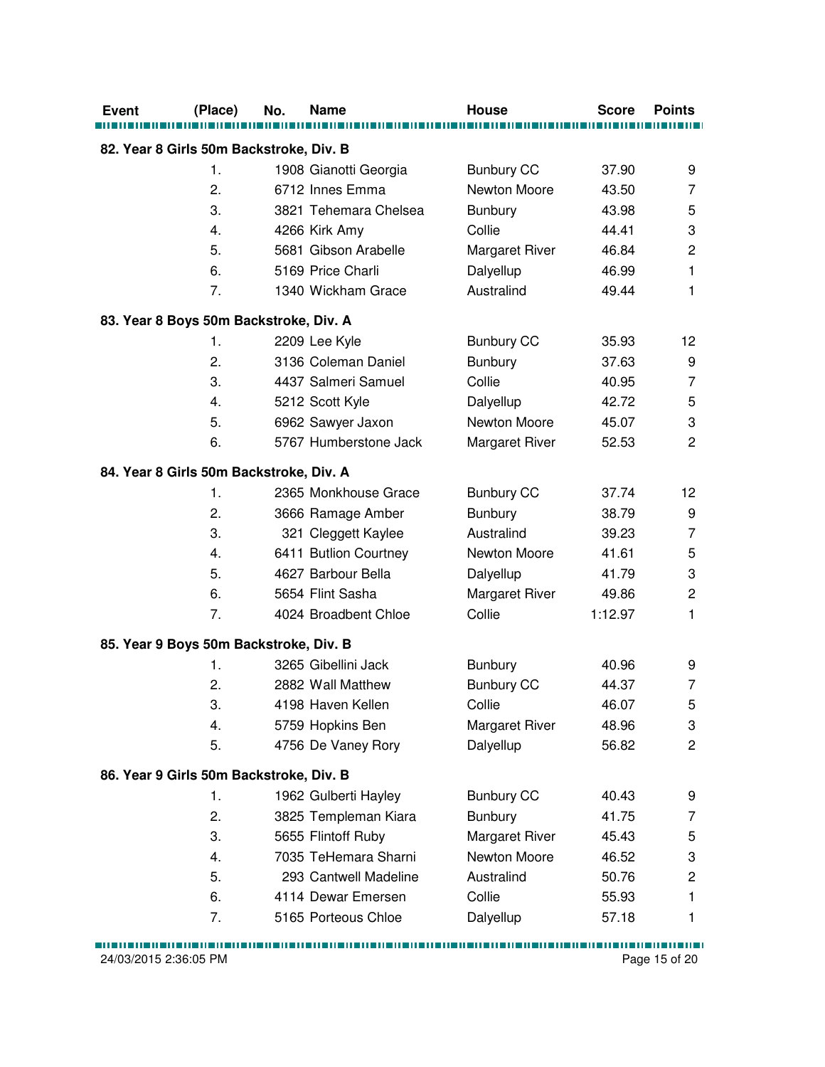| Event | (Place) | No. | Name | House | Score | Points |
|---|---|---|---|---|---|---|
| **82. Year 8 Girls 50m Backstroke, Div. B** | | | | | | |
| | 1. | 1908 | Gianotti Georgia | Bunbury CC | 37.90 | 9 |
| | 2. | 6712 | Innes Emma | Newton Moore | 43.50 | 7 |
| | 3. | 3821 | Tehemara Chelsea | Bunbury | 43.98 | 5 |
| | 4. | 4266 | Kirk Amy | Collie | 44.41 | 3 |
| | 5. | 5681 | Gibson Arabelle | Margaret River | 46.84 | 2 |
| | 6. | 5169 | Price Charli | Dalyellup | 46.99 | 1 |
| | 7. | 1340 | Wickham Grace | Australind | 49.44 | 1 |
| **83. Year 8 Boys 50m Backstroke, Div. A** | | | | | | |
| | 1. | 2209 | Lee Kyle | Bunbury CC | 35.93 | 12 |
| | 2. | 3136 | Coleman Daniel | Bunbury | 37.63 | 9 |
| | 3. | 4437 | Salmeri Samuel | Collie | 40.95 | 7 |
| | 4. | 5212 | Scott Kyle | Dalyellup | 42.72 | 5 |
| | 5. | 6962 | Sawyer Jaxon | Newton Moore | 45.07 | 3 |
| | 6. | 5767 | Humberstone Jack | Margaret River | 52.53 | 2 |
| **84. Year 8 Girls 50m Backstroke, Div. A** | | | | | | |
| | 1. | 2365 | Monkhouse Grace | Bunbury CC | 37.74 | 12 |
| | 2. | 3666 | Ramage Amber | Bunbury | 38.79 | 9 |
| | 3. | 321 | Cleggett Kaylee | Australind | 39.23 | 7 |
| | 4. | 6411 | Butlion Courtney | Newton Moore | 41.61 | 5 |
| | 5. | 4627 | Barbour Bella | Dalyellup | 41.79 | 3 |
| | 6. | 5654 | Flint Sasha | Margaret River | 49.86 | 2 |
| | 7. | 4024 | Broadbent Chloe | Collie | 1:12.97 | 1 |
| **85. Year 9 Boys 50m Backstroke, Div. B** | | | | | | |
| | 1. | 3265 | Gibellini Jack | Bunbury | 40.96 | 9 |
| | 2. | 2882 | Wall Matthew | Bunbury CC | 44.37 | 7 |
| | 3. | 4198 | Haven Kellen | Collie | 46.07 | 5 |
| | 4. | 5759 | Hopkins Ben | Margaret River | 48.96 | 3 |
| | 5. | 4756 | De Vaney Rory | Dalyellup | 56.82 | 2 |
| **86. Year 9 Girls 50m Backstroke, Div. B** | | | | | | |
| | 1. | 1962 | Gulberti Hayley | Bunbury CC | 40.43 | 9 |
| | 2. | 3825 | Templeman Kiara | Bunbury | 41.75 | 7 |
| | 3. | 5655 | Flintoff Ruby | Margaret River | 45.43 | 5 |
| | 4. | 7035 | TeHemara Sharni | Newton Moore | 46.52 | 3 |
| | 5. | 293 | Cantwell Madeline | Australind | 50.76 | 2 |
| | 6. | 4114 | Dewar Emersen | Collie | 55.93 | 1 |
| | 7. | 5165 | Porteous Chloe | Dalyellup | 57.18 | 1 |

24/03/2015 2:36:05 PM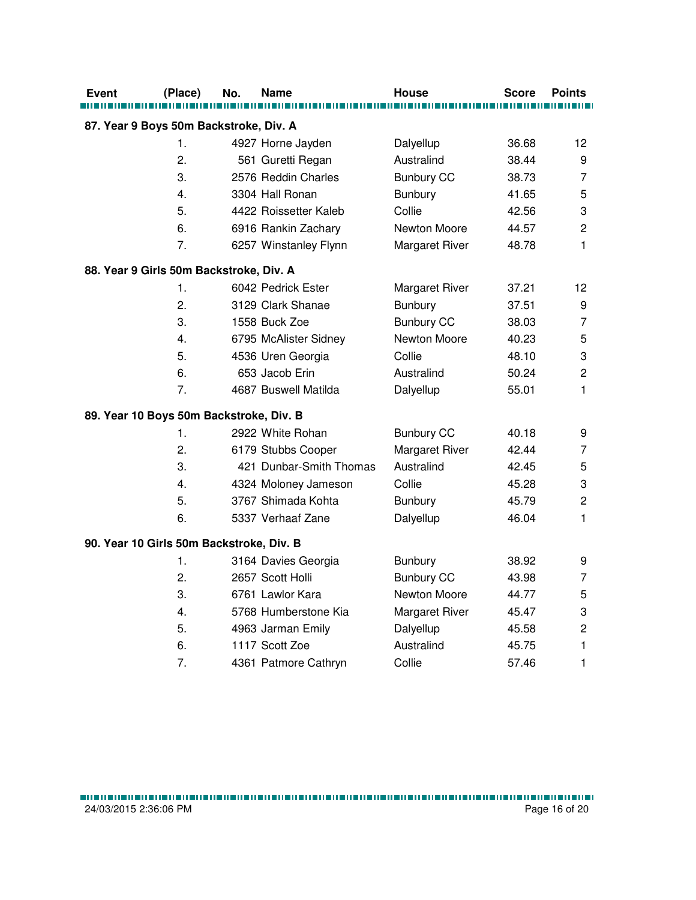| Event | (Place) | No. | Name | House | Score | Points |
|---|---|---|---|---|---|---|
| **87. Year 9 Boys 50m Backstroke, Div. A** | | | | | | |
| | 1. | 4927 | Horne Jayden | Dalyellup | 36.68 | 12 |
| | 2. | 561 | Guretti Regan | Australind | 38.44 | 9 |
| | 3. | 2576 | Reddin Charles | Bunbury CC | 38.73 | 7 |
| | 4. | 3304 | Hall Ronan | Bunbury | 41.65 | 5 |
| | 5. | 4422 | Roissetter Kaleb | Collie | 42.56 | 3 |
| | 6. | 6916 | Rankin Zachary | Newton Moore | 44.57 | 2 |
| | 7. | 6257 | Winstanley Flynn | Margaret River | 48.78 | 1 |
| **88. Year 9 Girls 50m Backstroke, Div. A** | | | | | | |
| | 1. | 6042 | Pedrick Ester | Margaret River | 37.21 | 12 |
| | 2. | 3129 | Clark Shanae | Bunbury | 37.51 | 9 |
| | 3. | 1558 | Buck Zoe | Bunbury CC | 38.03 | 7 |
| | 4. | 6795 | McAlister Sidney | Newton Moore | 40.23 | 5 |
| | 5. | 4536 | Uren Georgia | Collie | 48.10 | 3 |
| | 6. | 653 | Jacob Erin | Australind | 50.24 | 2 |
| | 7. | 4687 | Buswell Matilda | Dalyellup | 55.01 | 1 |
| **89. Year 10 Boys 50m Backstroke, Div. B** | | | | | | |
| | 1. | 2922 | White Rohan | Bunbury CC | 40.18 | 9 |
| | 2. | 6179 | Stubbs Cooper | Margaret River | 42.44 | 7 |
| | 3. | 421 | Dunbar-Smith Thomas | Australind | 42.45 | 5 |
| | 4. | 4324 | Moloney Jameson | Collie | 45.28 | 3 |
| | 5. | 3767 | Shimada Kohta | Bunbury | 45.79 | 2 |
| | 6. | 5337 | Verhaaf Zane | Dalyellup | 46.04 | 1 |
| **90. Year 10 Girls 50m Backstroke, Div. B** | | | | | | |
| | 1. | 3164 | Davies Georgia | Bunbury | 38.92 | 9 |
| | 2. | 2657 | Scott Holli | Bunbury CC | 43.98 | 7 |
| | 3. | 6761 | Lawlor Kara | Newton Moore | 44.77 | 5 |
| | 4. | 5768 | Humberstone Kia | Margaret River | 45.47 | 3 |
| | 5. | 4963 | Jarman Emily | Dalyellup | 45.58 | 2 |
| | 6. | 1117 | Scott Zoe | Australind | 45.75 | 1 |
| | 7. | 4361 | Patmore Cathryn | Collie | 57.46 | 1 |

24/03/2015 2:36:06 PM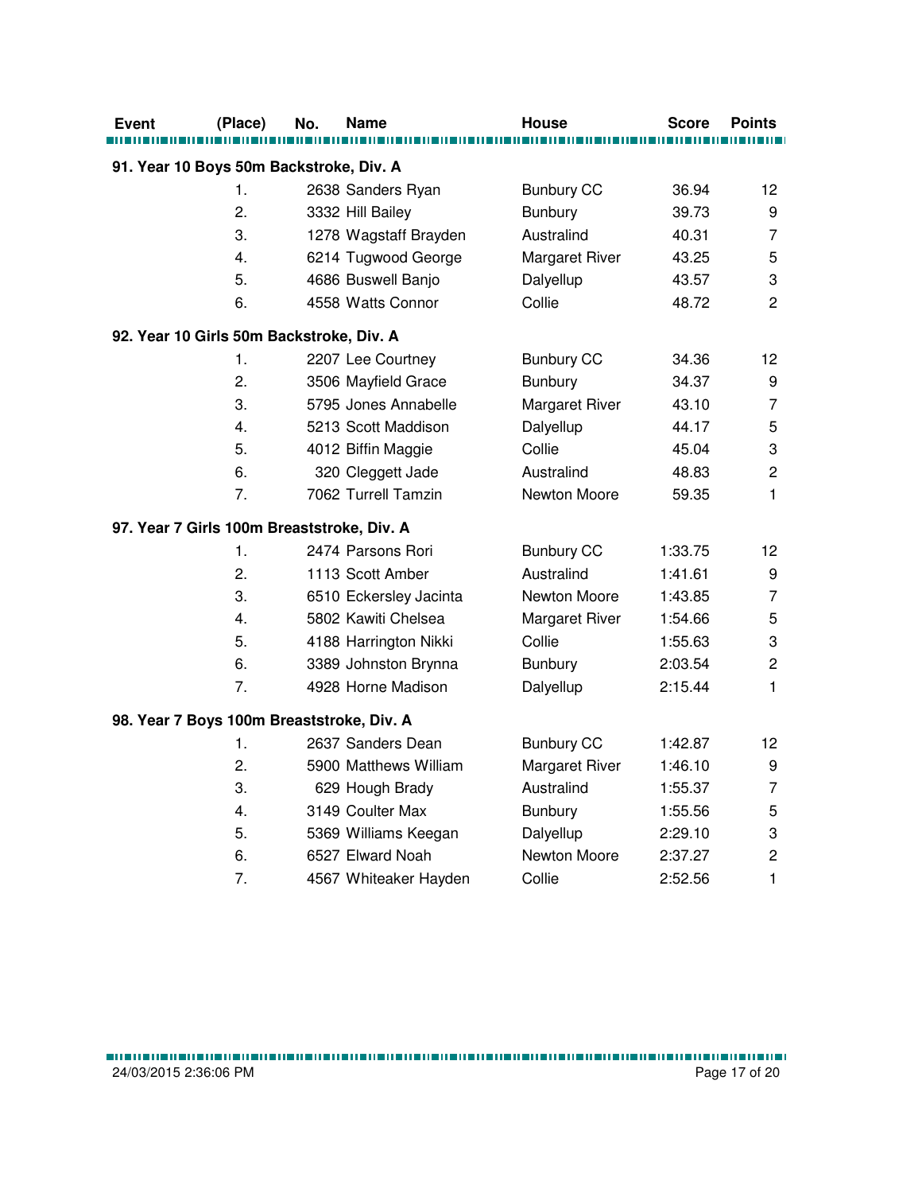| Event | (Place) | No. | Name | House | Score | Points |
|---|---|---|---|---|---|---|
| **91. Year 10 Boys 50m Backstroke, Div. A** | | | | | | |
| | 1. | 2638 | Sanders Ryan | Bunbury CC | 36.94 | 12 |
| | 2. | 3332 | Hill Bailey | Bunbury | 39.73 | 9 |
| | 3. | 1278 | Wagstaff Brayden | Australind | 40.31 | 7 |
| | 4. | 6214 | Tugwood George | Margaret River | 43.25 | 5 |
| | 5. | 4686 | Buswell Banjo | Dalyellup | 43.57 | 3 |
| | 6. | 4558 | Watts Connor | Collie | 48.72 | 2 |
| **92. Year 10 Girls 50m Backstroke, Div. A** | | | | | | |
| | 1. | 2207 | Lee Courtney | Bunbury CC | 34.36 | 12 |
| | 2. | 3506 | Mayfield Grace | Bunbury | 34.37 | 9 |
| | 3. | 5795 | Jones Annabelle | Margaret River | 43.10 | 7 |
| | 4. | 5213 | Scott Maddison | Dalyellup | 44.17 | 5 |
| | 5. | 4012 | Biffin Maggie | Collie | 45.04 | 3 |
| | 6. | 320 | Cleggett Jade | Australind | 48.83 | 2 |
| | 7. | 7062 | Turrell Tamzin | Newton Moore | 59.35 | 1 |
| **97. Year 7 Girls 100m Breaststroke, Div. A** | | | | | | |
| | 1. | 2474 | Parsons Rori | Bunbury CC | 1:33.75 | 12 |
| | 2. | 1113 | Scott Amber | Australind | 1:41.61 | 9 |
| | 3. | 6510 | Eckersley Jacinta | Newton Moore | 1:43.85 | 7 |
| | 4. | 5802 | Kawiti Chelsea | Margaret River | 1:54.66 | 5 |
| | 5. | 4188 | Harrington Nikki | Collie | 1:55.63 | 3 |
| | 6. | 3389 | Johnston Brynna | Bunbury | 2:03.54 | 2 |
| | 7. | 4928 | Horne Madison | Dalyellup | 2:15.44 | 1 |
| **98. Year 7 Boys 100m Breaststroke, Div. A** | | | | | | |
| | 1. | 2637 | Sanders Dean | Bunbury CC | 1:42.87 | 12 |
| | 2. | 5900 | Matthews William | Margaret River | 1:46.10 | 9 |
| | 3. | 629 | Hough Brady | Australind | 1:55.37 | 7 |
| | 4. | 3149 | Coulter Max | Bunbury | 1:55.56 | 5 |
| | 5. | 5369 | Williams Keegan | Dalyellup | 2:29.10 | 3 |
| | 6. | 6527 | Elward Noah | Newton Moore | 2:37.27 | 2 |
| | 7. | 4567 | Whiteaker Hayden | Collie | 2:52.56 | 1 |

24/03/2015 2:36:06 PM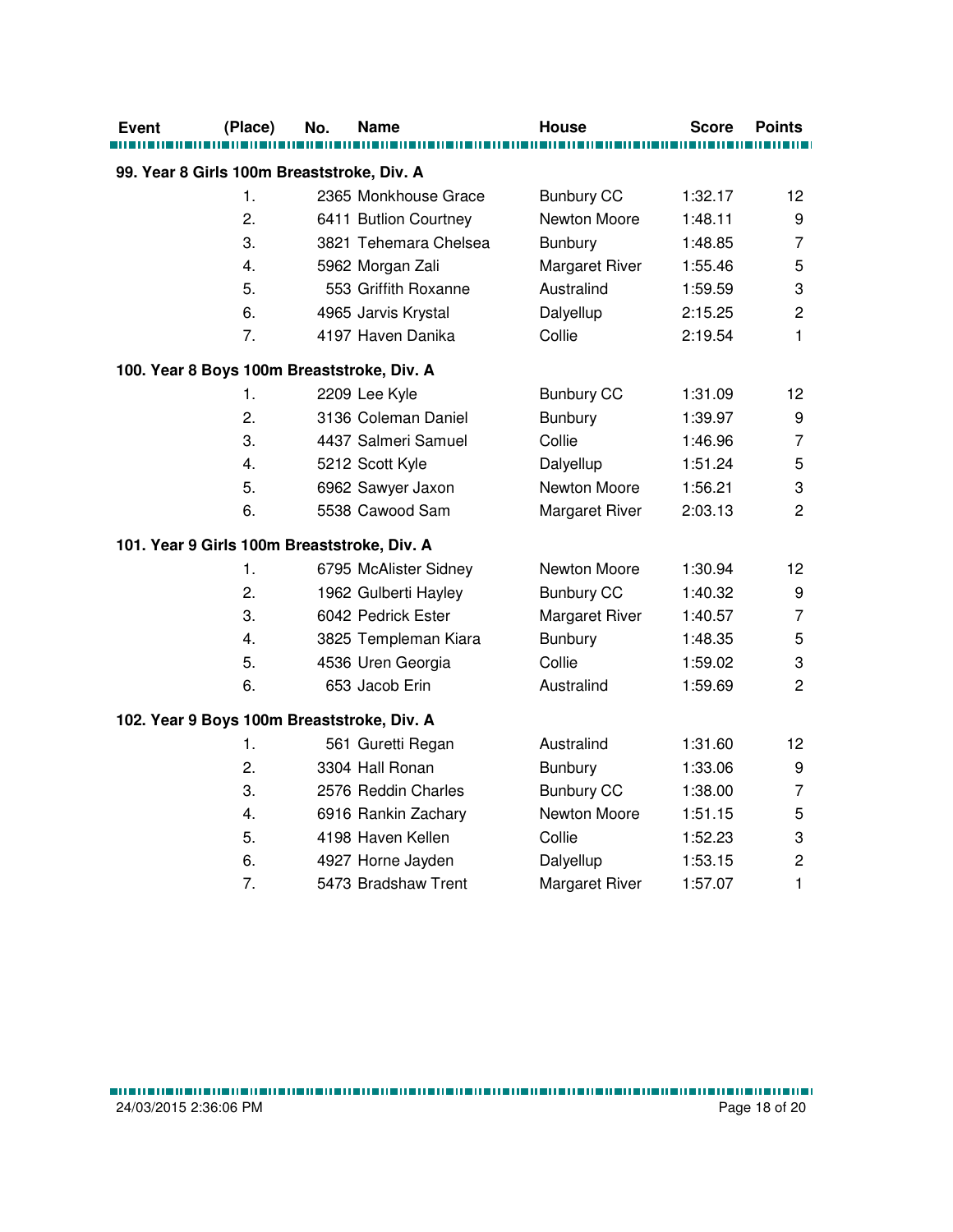| Event | (Place) | No. | Name | House | Score | Points |
|---|---|---|---|---|---|---|
| **99. Year 8 Girls 100m Breaststroke, Div. A** | | | | | | |
| | 1. | 2365 | Monkhouse Grace | Bunbury CC | 1:32.17 | 12 |
| | 2. | 6411 | Butlion Courtney | Newton Moore | 1:48.11 | 9 |
| | 3. | 3821 | Tehemara Chelsea | Bunbury | 1:48.85 | 7 |
| | 4. | 5962 | Morgan Zali | Margaret River | 1:55.46 | 5 |
| | 5. | 553 | Griffith Roxanne | Australind | 1:59.59 | 3 |
| | 6. | 4965 | Jarvis Krystal | Dalyellup | 2:15.25 | 2 |
| | 7. | 4197 | Haven Danika | Collie | 2:19.54 | 1 |
| **100. Year 8 Boys 100m Breaststroke, Div. A** | | | | | | |
| | 1. | 2209 | Lee Kyle | Bunbury CC | 1:31.09 | 12 |
| | 2. | 3136 | Coleman Daniel | Bunbury | 1:39.97 | 9 |
| | 3. | 4437 | Salmeri Samuel | Collie | 1:46.96 | 7 |
| | 4. | 5212 | Scott Kyle | Dalyellup | 1:51.24 | 5 |
| | 5. | 6962 | Sawyer Jaxon | Newton Moore | 1:56.21 | 3 |
| | 6. | 5538 | Cawood Sam | Margaret River | 2:03.13 | 2 |
| **101. Year 9 Girls 100m Breaststroke, Div. A** | | | | | | |
| | 1. | 6795 | McAlister Sidney | Newton Moore | 1:30.94 | 12 |
| | 2. | 1962 | Gulberti Hayley | Bunbury CC | 1:40.32 | 9 |
| | 3. | 6042 | Pedrick Ester | Margaret River | 1:40.57 | 7 |
| | 4. | 3825 | Templeman Kiara | Bunbury | 1:48.35 | 5 |
| | 5. | 4536 | Uren Georgia | Collie | 1:59.02 | 3 |
| | 6. | 653 | Jacob Erin | Australind | 1:59.69 | 2 |
| **102. Year 9 Boys 100m Breaststroke, Div. A** | | | | | | |
| | 1. | 561 | Guretti Regan | Australind | 1:31.60 | 12 |
| | 2. | 3304 | Hall Ronan | Bunbury | 1:33.06 | 9 |
| | 3. | 2576 | Reddin Charles | Bunbury CC | 1:38.00 | 7 |
| | 4. | 6916 | Rankin Zachary | Newton Moore | 1:51.15 | 5 |
| | 5. | 4198 | Haven Kellen | Collie | 1:52.23 | 3 |
| | 6. | 4927 | Horne Jayden | Dalyellup | 1:53.15 | 2 |
| | 7. | 5473 | Bradshaw Trent | Margaret River | 1:57.07 | 1 |

24/03/2015 2:36:06 PM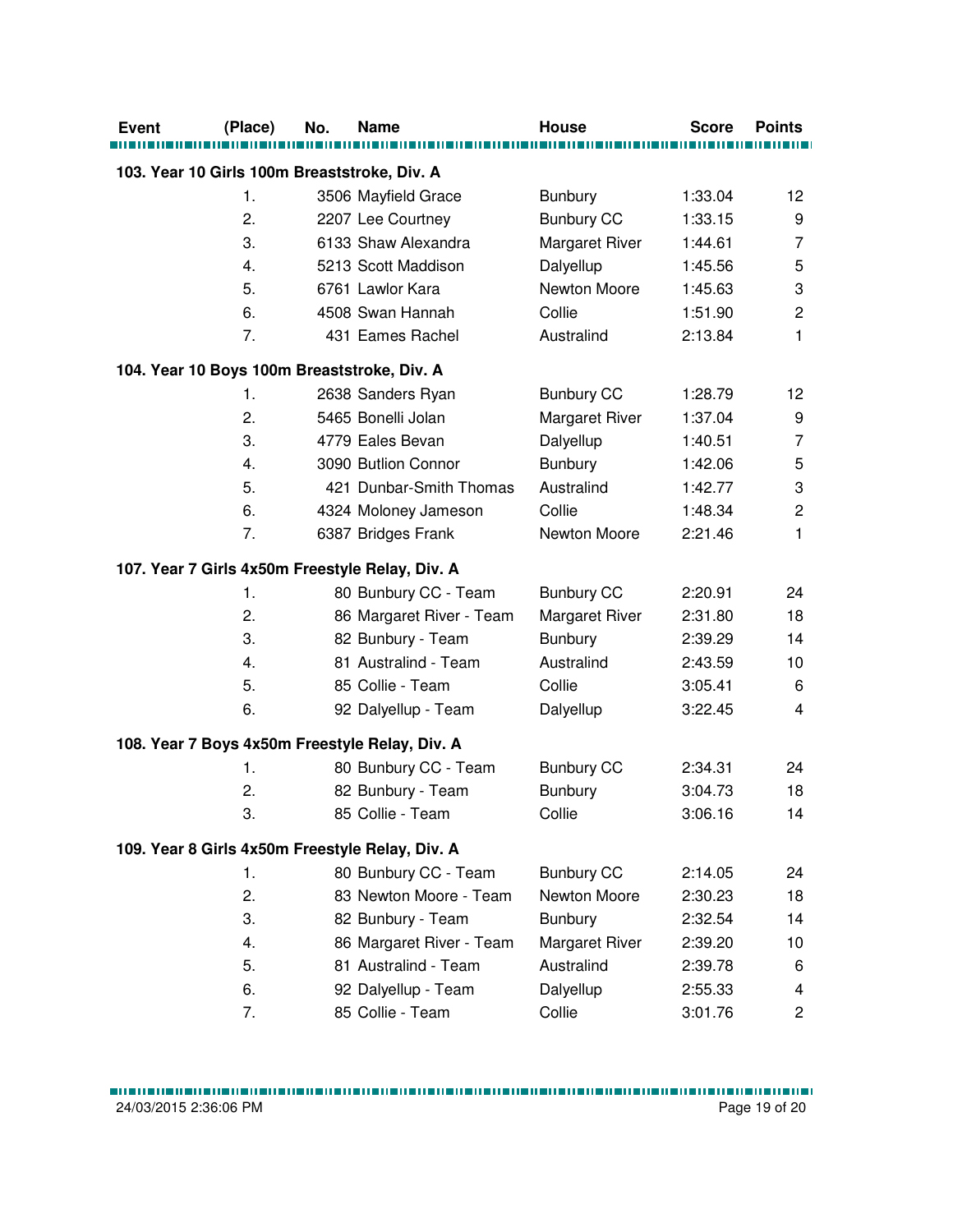| Event | (Place) | No. | Name | House | Score | Points |
|---|---|---|---|---|---|---|
| **103. Year 10 Girls 100m Breaststroke, Div. A** | | | | | | |
| | 1. | 3506 | Mayfield Grace | Bunbury | 1:33.04 | 12 |
| | 2. | 2207 | Lee Courtney | Bunbury CC | 1:33.15 | 9 |
| | 3. | 6133 | Shaw Alexandra | Margaret River | 1:44.61 | 7 |
| | 4. | 5213 | Scott Maddison | Dalyellup | 1:45.56 | 5 |
| | 5. | 6761 | Lawlor Kara | Newton Moore | 1:45.63 | 3 |
| | 6. | 4508 | Swan Hannah | Collie | 1:51.90 | 2 |
| | 7. | 431 | Eames Rachel | Australind | 2:13.84 | 1 |
| **104. Year 10 Boys 100m Breaststroke, Div. A** | | | | | | |
| | 1. | 2638 | Sanders Ryan | Bunbury CC | 1:28.79 | 12 |
| | 2. | 5465 | Bonelli Jolan | Margaret River | 1:37.04 | 9 |
| | 3. | 4779 | Eales Bevan | Dalyellup | 1:40.51 | 7 |
| | 4. | 3090 | Butlion Connor | Bunbury | 1:42.06 | 5 |
| | 5. | 421 | Dunbar-Smith Thomas | Australind | 1:42.77 | 3 |
| | 6. | 4324 | Moloney Jameson | Collie | 1:48.34 | 2 |
| | 7. | 6387 | Bridges Frank | Newton Moore | 2:21.46 | 1 |
| **107. Year 7 Girls 4x50m Freestyle Relay, Div. A** | | | | | | |
| | 1. | 80 | Bunbury CC - Team | Bunbury CC | 2:20.91 | 24 |
| | 2. | 86 | Margaret River - Team | Margaret River | 2:31.80 | 18 |
| | 3. | 82 | Bunbury - Team | Bunbury | 2:39.29 | 14 |
| | 4. | 81 | Australind - Team | Australind | 2:43.59 | 10 |
| | 5. | 85 | Collie - Team | Collie | 3:05.41 | 6 |
| | 6. | 92 | Dalyellup - Team | Dalyellup | 3:22.45 | 4 |
| **108. Year 7 Boys 4x50m Freestyle Relay, Div. A** | | | | | | |
| | 1. | 80 | Bunbury CC - Team | Bunbury CC | 2:34.31 | 24 |
| | 2. | 82 | Bunbury - Team | Bunbury | 3:04.73 | 18 |
| | 3. | 85 | Collie - Team | Collie | 3:06.16 | 14 |
| **109. Year 8 Girls 4x50m Freestyle Relay, Div. A** | | | | | | |
| | 1. | 80 | Bunbury CC - Team | Bunbury CC | 2:14.05 | 24 |
| | 2. | 83 | Newton Moore - Team | Newton Moore | 2:30.23 | 18 |
| | 3. | 82 | Bunbury - Team | Bunbury | 2:32.54 | 14 |
| | 4. | 86 | Margaret River - Team | Margaret River | 2:39.20 | 10 |
| | 5. | 81 | Australind - Team | Australind | 2:39.78 | 6 |
| | 6. | 92 | Dalyellup - Team | Dalyellup | 2:55.33 | 4 |
| | 7. | 85 | Collie - Team | Collie | 3:01.76 | 2 |

24/03/2015 2:36:06 PM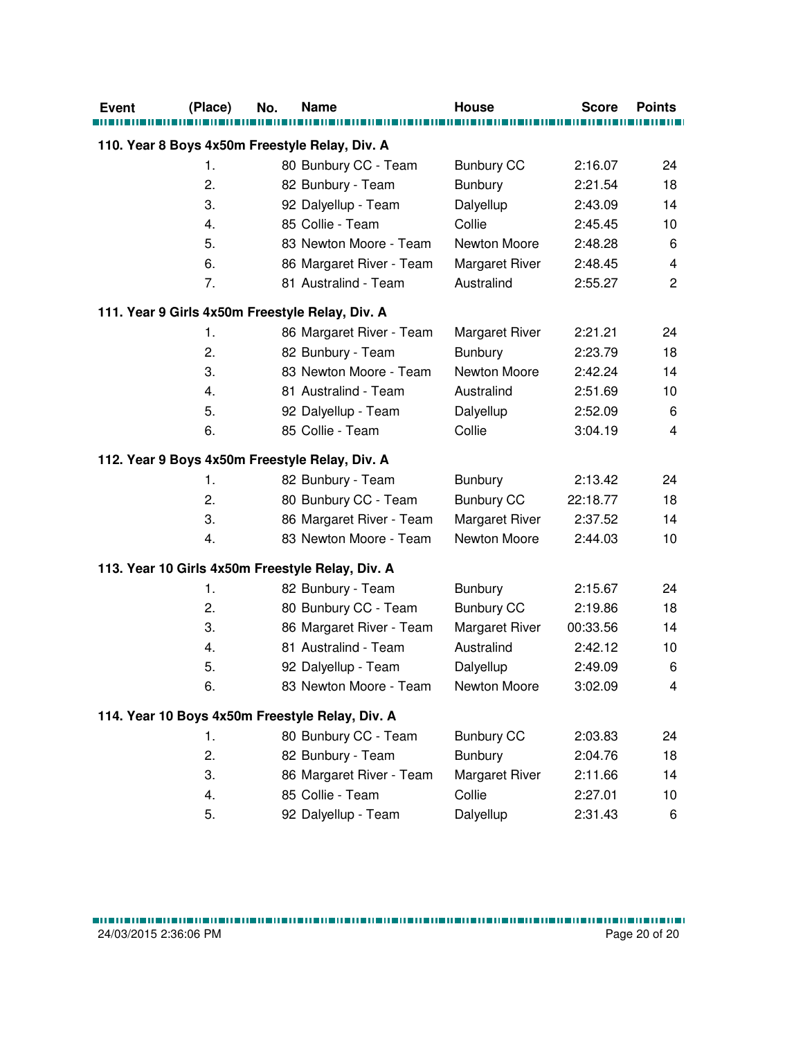| Event | (Place) | No. | Name | House | Score | Points |
|---|---|---|---|---|---|---|
| **110. Year 8 Boys 4x50m Freestyle Relay, Div. A** | | | | | | |
| | 1. | 80 | Bunbury CC - Team | Bunbury CC | 2:16.07 | 24 |
| | 2. | 82 | Bunbury - Team | Bunbury | 2:21.54 | 18 |
| | 3. | 92 | Dalyellup - Team | Dalyellup | 2:43.09 | 14 |
| | 4. | 85 | Collie - Team | Collie | 2:45.45 | 10 |
| | 5. | 83 | Newton Moore - Team | Newton Moore | 2:48.28 | 6 |
| | 6. | 86 | Margaret River - Team | Margaret River | 2:48.45 | 4 |
| | 7. | 81 | Australind - Team | Australind | 2:55.27 | 2 |
| **111. Year 9 Girls 4x50m Freestyle Relay, Div. A** | | | | | | |
| | 1. | 86 | Margaret River - Team | Margaret River | 2:21.21 | 24 |
| | 2. | 82 | Bunbury - Team | Bunbury | 2:23.79 | 18 |
| | 3. | 83 | Newton Moore - Team | Newton Moore | 2:42.24 | 14 |
| | 4. | 81 | Australind - Team | Australind | 2:51.69 | 10 |
| | 5. | 92 | Dalyellup - Team | Dalyellup | 2:52.09 | 6 |
| | 6. | 85 | Collie - Team | Collie | 3:04.19 | 4 |
| **112. Year 9 Boys 4x50m Freestyle Relay, Div. A** | | | | | | |
| | 1. | 82 | Bunbury - Team | Bunbury | 2:13.42 | 24 |
| | 2. | 80 | Bunbury CC - Team | Bunbury CC | 22:18.77 | 18 |
| | 3. | 86 | Margaret River - Team | Margaret River | 2:37.52 | 14 |
| | 4. | 83 | Newton Moore - Team | Newton Moore | 2:44.03 | 10 |
| **113. Year 10 Girls 4x50m Freestyle Relay, Div. A** | | | | | | |
| | 1. | 82 | Bunbury - Team | Bunbury | 2:15.67 | 24 |
| | 2. | 80 | Bunbury CC - Team | Bunbury CC | 2:19.86 | 18 |
| | 3. | 86 | Margaret River - Team | Margaret River | 00:33.56 | 14 |
| | 4. | 81 | Australind - Team | Australind | 2:42.12 | 10 |
| | 5. | 92 | Dalyellup - Team | Dalyellup | 2:49.09 | 6 |
| | 6. | 83 | Newton Moore - Team | Newton Moore | 3:02.09 | 4 |
| **114. Year 10 Boys 4x50m Freestyle Relay, Div. A** | | | | | | |
| | 1. | 80 | Bunbury CC - Team | Bunbury CC | 2:03.83 | 24 |
| | 2. | 82 | Bunbury - Team | Bunbury | 2:04.76 | 18 |
| | 3. | 86 | Margaret River - Team | Margaret River | 2:11.66 | 14 |
| | 4. | 85 | Collie - Team | Collie | 2:27.01 | 10 |
| | 5. | 92 | Dalyellup - Team | Dalyellup | 2:31.43 | 6 |

24/03/2015 2:36:06 PM